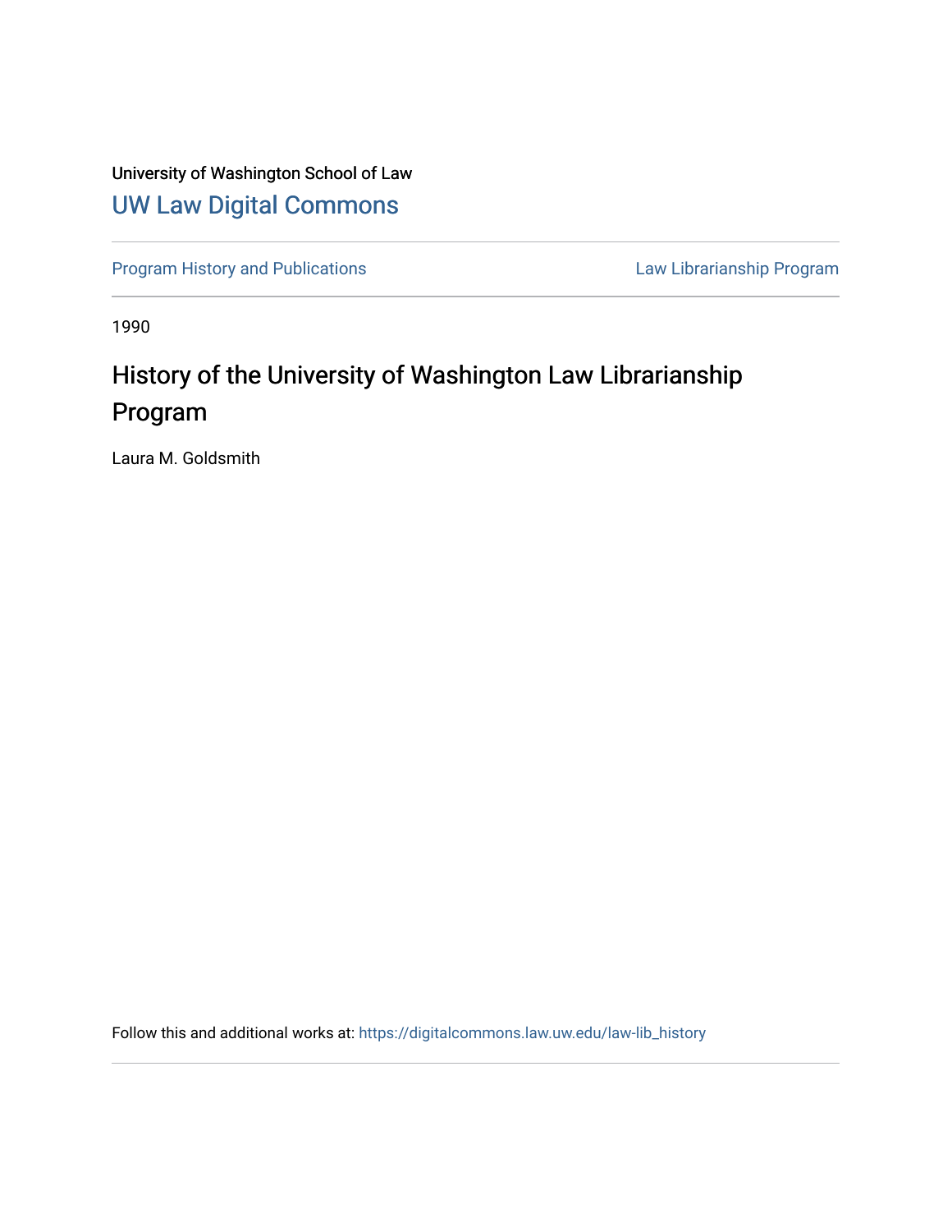University of Washington School of Law

UW Law Digital Commons

Program History and Publications

Law Librarianship Program

1990

# History of the University of Washington Law Librarianship Program

Laura M. Goldsmith

Follow this and additional works at: https://digitalcommons.law.uw.edu/law-lib_history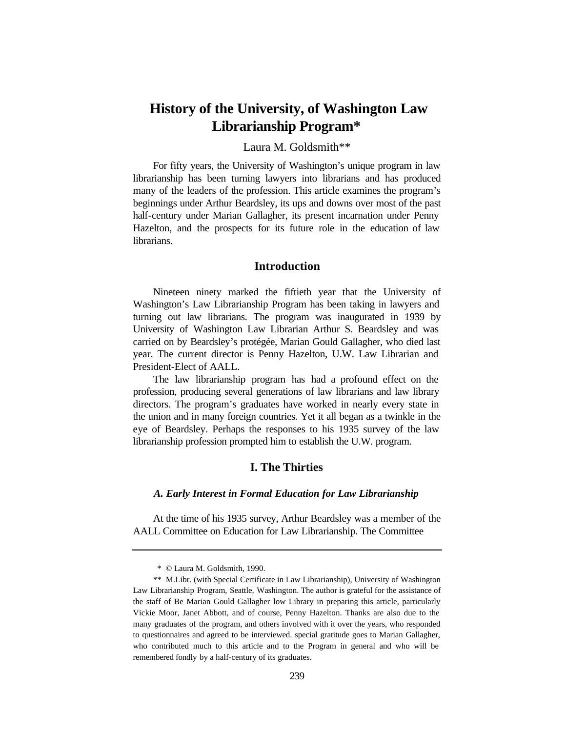# History of the University, of Washington Law Librarianship Program*

Laura M. Goldsmith**

For fifty years, the University of Washington's unique program in law librarianship has been turning lawyers into librarians and has produced many of the leaders of the profession. This article examines the program's beginnings under Arthur Beardsley, its ups and downs over most of the past half-century under Marian Gallagher, its present incarnation under Penny Hazelton, and the prospects for its future role in the education of law librarians.

## Introduction

Nineteen ninety marked the fiftieth year that the University of Washington's Law Librarianship Program has been taking in lawyers and turning out law librarians. The program was inaugurated in 1939 by University of Washington Law Librarian Arthur S. Beardsley and was carried on by Beardsley's protégée, Marian Gould Gallagher, who died last year. The current director is Penny Hazelton, U.W. Law Librarian and President-Elect of AALL.

The law librarianship program has had a profound effect on the profession, producing several generations of law librarians and law library directors. The program's graduates have worked in nearly every state in the union and in many foreign countries. Yet it all began as a twinkle in the eye of Beardsley. Perhaps the responses to his 1935 survey of the law librarianship profession prompted him to establish the U.W. program.

## I. The Thirties

### *A. Early Interest in Formal Education for Law Librarianship*

At the time of his 1935 survey, Arthur Beardsley was a member of the AALL Committee on Education for Law Librarianship. The Committee

---

\* © Laura M. Goldsmith, 1990.

\*\* M.Libr. (with Special Certificate in Law Librarianship), University of Washington Law Librarianship Program, Seattle, Washington. The author is grateful for the assistance of the staff of Be Marian Gould Gallagher low Library in preparing this article, particularly Vickie Moor, Janet Abbott, and of course, Penny Hazelton. Thanks are also due to the many graduates of the program, and others involved with it over the years, who responded to questionnaires and agreed to be interviewed. special gratitude goes to Marian Gallagher, who contributed much to this article and to the Program in general and who will be remembered fondly by a half-century of its graduates.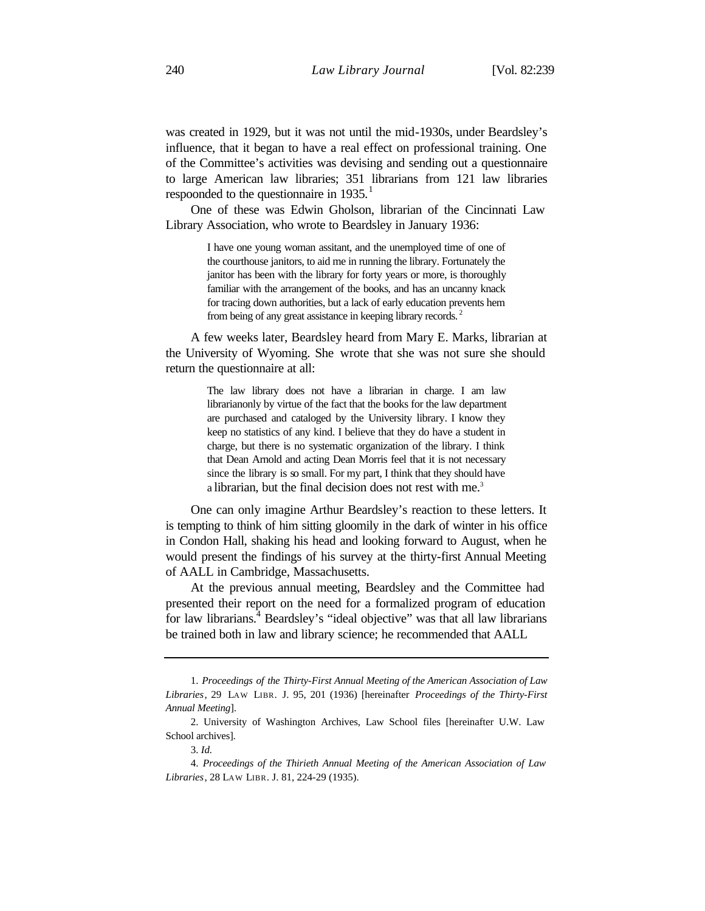was created in 1929, but it was not until the mid-1930s, under Beardsley's influence, that it began to have a real effect on professional training. One of the Committee's activities was devising and sending out a questionnaire to large American law libraries; 351 librarians from 121 law libraries respoonded to the questionnaire in 1935.[1]

One of these was Edwin Gholson, librarian of the Cincinnati Law Library Association, who wrote to Beardsley in January 1936:

> I have one young woman assitant, and the unemployed time of one of the courthouse janitors, to aid me in running the library. Fortunately the janitor has been with the library for forty years or more, is thoroughly familiar with the arrangement of the books, and has an uncanny knack for tracing down authorities, but a lack of early education prevents hem from being of any great assistance in keeping library records.[2]

A few weeks later, Beardsley heard from Mary E. Marks, librarian at the University of Wyoming. She wrote that she was not sure she should return the questionnaire at all:

> The law library does not have a librarian in charge. I am law librarianonly by virtue of the fact that the books for the law department are purchased and cataloged by the University library. I know they keep no statistics of any kind. I believe that they do have a student in charge, but there is no systematic organization of the library. I think that Dean Arnold and acting Dean Morris feel that it is not necessary since the library is so small. For my part, I think that they should have a librarian, but the final decision does not rest with me.[3]

One can only imagine Arthur Beardsley's reaction to these letters. It is tempting to think of him sitting gloomily in the dark of winter in his office in Condon Hall, shaking his head and looking forward to August, when he would present the findings of his survey at the thirty-first Annual Meeting of AALL in Cambridge, Massachusetts.

At the previous annual meeting, Beardsley and the Committee had presented their report on the need for a formalized program of education for law librarians.[4] Beardsley's "ideal objective" was that all law librarians be trained both in law and library science; he recommended that AALL

---

1. *Proceedings of the Thirty-First Annual Meeting of the American Association of Law Libraries*, 29 LAW LIBR. J. 95, 201 (1936) [hereinafter *Proceedings of the Thirty-First Annual Meeting*].

2. University of Washington Archives, Law School files [hereinafter U.W. Law School archives].

3. *Id.*

4. *Proceedings of the Thirieth Annual Meeting of the American Association of Law Libraries*, 28 LAW LIBR. J. 81, 224-29 (1935).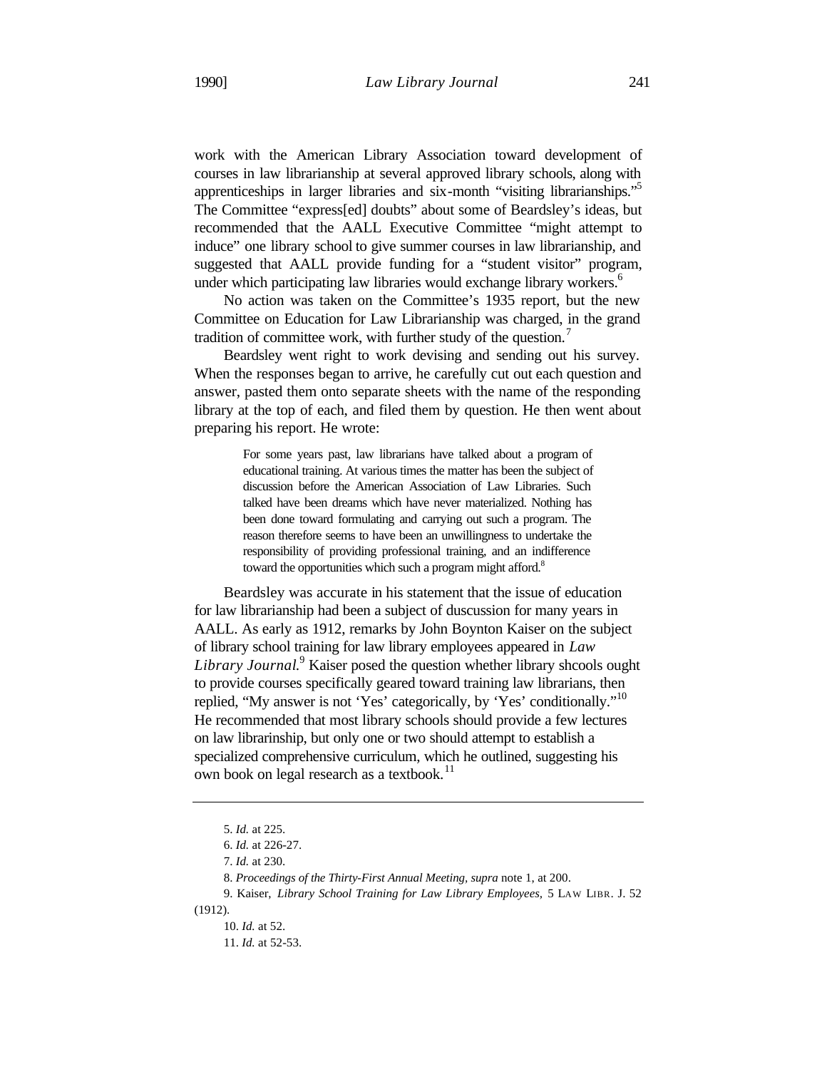work with the American Library Association toward development of courses in law librarianship at several approved library schools, along with apprenticeships in larger libraries and six-month "visiting librarianships."[5] The Committee "express[ed] doubts" about some of Beardsley's ideas, but recommended that the AALL Executive Committee "might attempt to induce" one library school to give summer courses in law librarianship, and suggested that AALL provide funding for a "student visitor" program, under which participating law libraries would exchange library workers.[6]

No action was taken on the Committee's 1935 report, but the new Committee on Education for Law Librarianship was charged, in the grand tradition of committee work, with further study of the question.[7]

Beardsley went right to work devising and sending out his survey. When the responses began to arrive, he carefully cut out each question and answer, pasted them onto separate sheets with the name of the responding library at the top of each, and filed them by question. He then went about preparing his report. He wrote:

> For some years past, law librarians have talked about a program of educational training. At various times the matter has been the subject of discussion before the American Association of Law Libraries. Such talked have been dreams which have never materialized. Nothing has been done toward formulating and carrying out such a program. The reason therefore seems to have been an unwillingness to undertake the responsibility of providing professional training, and an indifference toward the opportunities which such a program might afford.[8]

Beardsley was accurate in his statement that the issue of education for law librarianship had been a subject of duscussion for many years in AALL. As early as 1912, remarks by John Boynton Kaiser on the subject of library school training for law library employees appeared in *Law Library Journal*.[9] Kaiser posed the question whether library shcools ought to provide courses specifically geared toward training law librarians, then replied, "My answer is not 'Yes' categorically, by 'Yes' conditionally."[10] He recommended that most library schools should provide a few lectures on law librarinship, but only one or two should attempt to establish a specialized comprehensive curriculum, which he outlined, suggesting his own book on legal research as a textbook.[11]

---

5. *Id.* at 225.

6. *Id.* at 226-27.

7. *Id.* at 230.

8. *Proceedings of the Thirty-First Annual Meeting*, *supra* note 1, at 200.

9. Kaiser, *Library School Training for Law Library Employees*, 5 LAW LIBR. J. 52 (1912).

10. *Id.* at 52.

11. *Id.* at 52-53.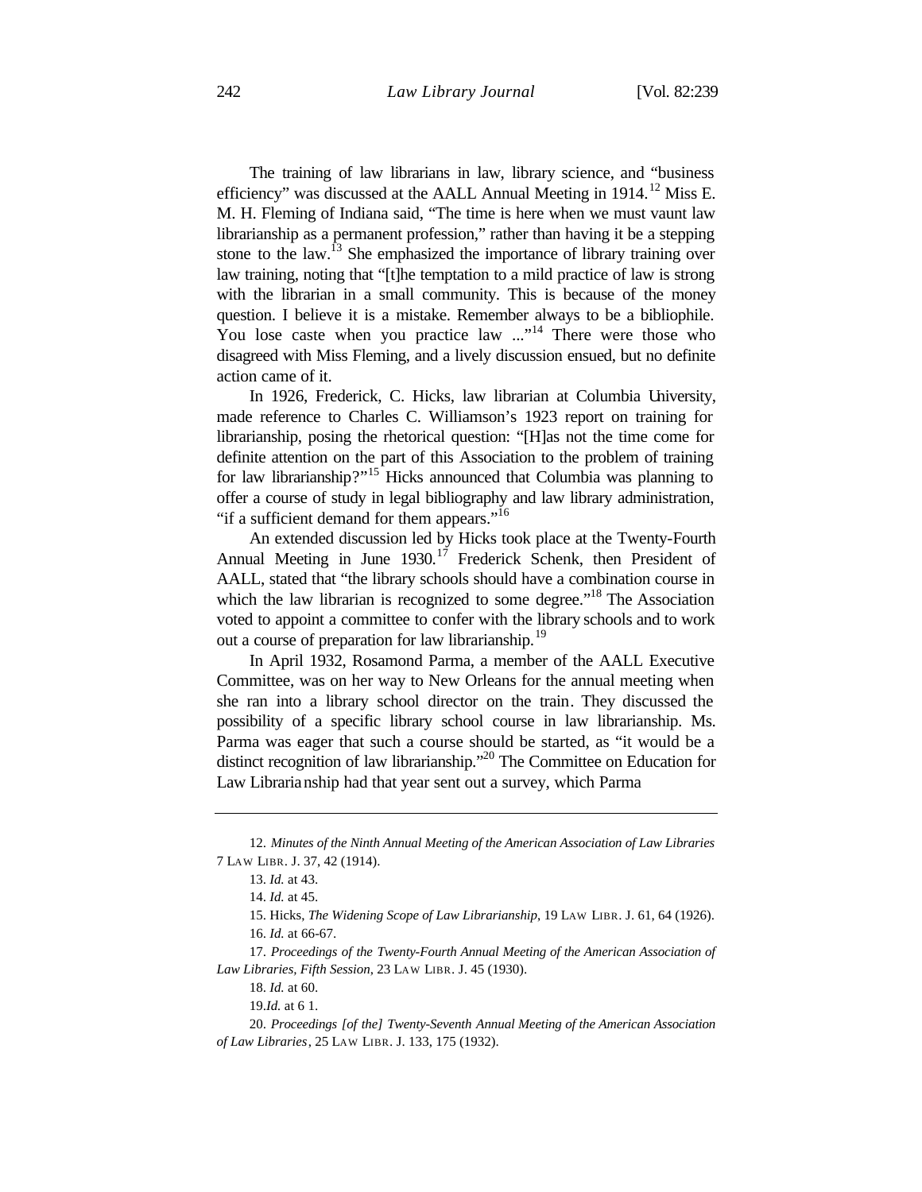The training of law librarians in law, library science, and "business efficiency" was discussed at the AALL Annual Meeting in 1914.[12] Miss E. M. H. Fleming of Indiana said, "The time is here when we must vaunt law librarianship as a permanent profession," rather than having it be a stepping stone to the law.[13] She emphasized the importance of library training over law training, noting that "[t]he temptation to a mild practice of law is strong with the librarian in a small community. This is because of the money question. I believe it is a mistake. Remember always to be a bibliophile. You lose caste when you practice law ..."[14] There were those who disagreed with Miss Fleming, and a lively discussion ensued, but no definite action came of it.

In 1926, Frederick, C. Hicks, law librarian at Columbia University, made reference to Charles C. Williamson's 1923 report on training for librarianship, posing the rhetorical question: "[H]as not the time come for definite attention on the part of this Association to the problem of training for law librarianship?"[15] Hicks announced that Columbia was planning to offer a course of study in legal bibliography and law library administration, "if a sufficient demand for them appears."[16]

An extended discussion led by Hicks took place at the Twenty-Fourth Annual Meeting in June 1930.[17] Frederick Schenk, then President of AALL, stated that "the library schools should have a combination course in which the law librarian is recognized to some degree."[18] The Association voted to appoint a committee to confer with the library schools and to work out a course of preparation for law librarianship.[19]

In April 1932, Rosamond Parma, a member of the AALL Executive Committee, was on her way to New Orleans for the annual meeting when she ran into a library school director on the train. They discussed the possibility of a specific library school course in law librarianship. Ms. Parma was eager that such a course should be started, as "it would be a distinct recognition of law librarianship."[20] The Committee on Education for Law Librarianship had that year sent out a survey, which Parma

---

12. *Minutes of the Ninth Annual Meeting of the American Association of Law Libraries* 7 LAW LIBR. J. 37, 42 (1914).

13. *Id.* at 43.

14. *Id.* at 45.

15. Hicks, *The Widening Scope of Law Librarianship*, 19 LAW LIBR. J. 61, 64 (1926).

16. *Id.* at 66-67.

17. *Proceedings of the Twenty-Fourth Annual Meeting of the American Association of Law Libraries, Fifth Session*, 23 LAW LIBR. J. 45 (1930).

18. *Id.* at 60.

19. *Id.* at 6 1.

20. *Proceedings [of the] Twenty-Seventh Annual Meeting of the American Association of Law Libraries*, 25 LAW LIBR. J. 133, 175 (1932).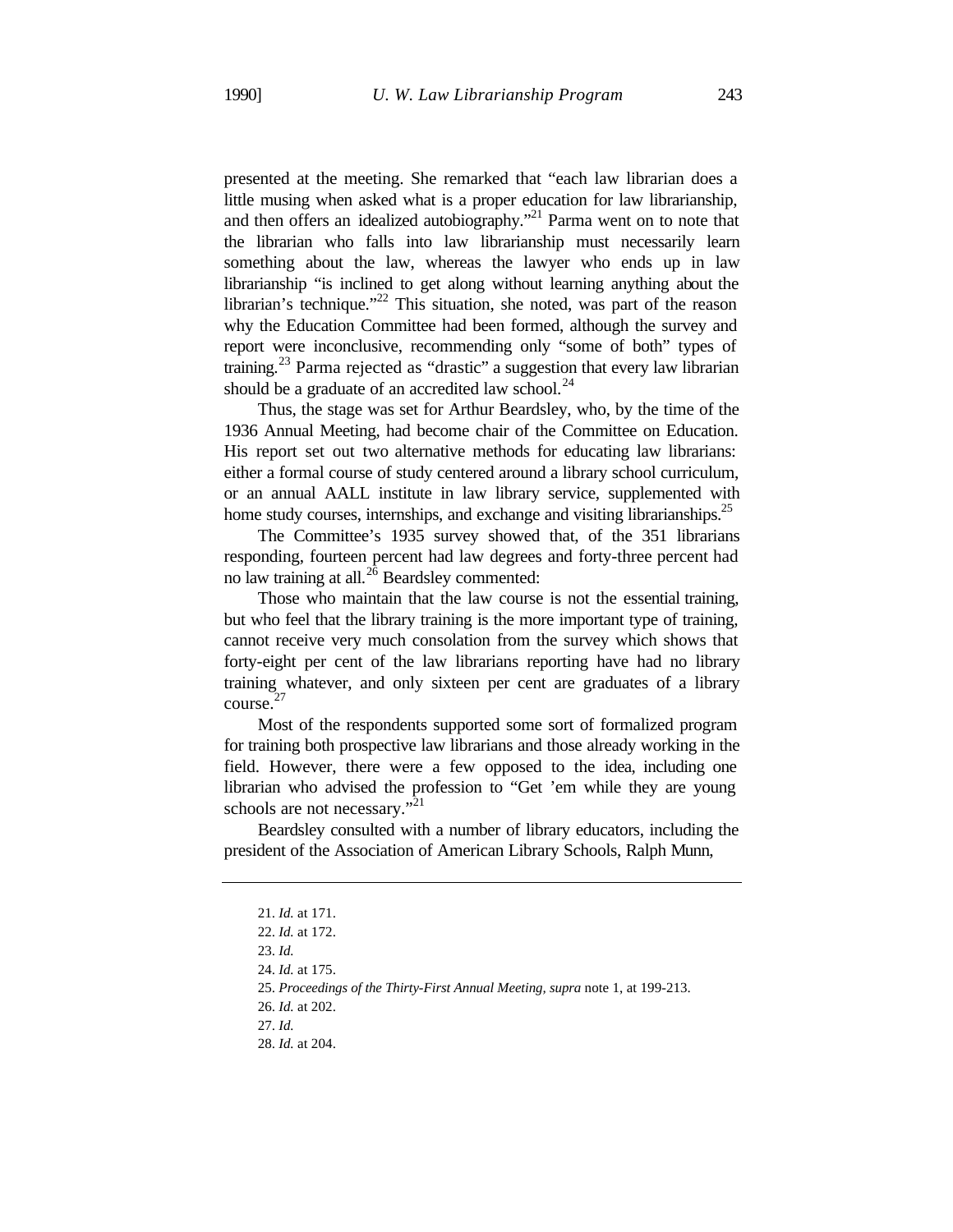presented at the meeting. She remarked that "each law librarian does a little musing when asked what is a proper education for law librarianship, and then offers an idealized autobiography."[21] Parma went on to note that the librarian who falls into law librarianship must necessarily learn something about the law, whereas the lawyer who ends up in law librarianship "is inclined to get along without learning anything about the librarian's technique."[22] This situation, she noted, was part of the reason why the Education Committee had been formed, although the survey and report were inconclusive, recommending only "some of both" types of training.[23] Parma rejected as "drastic" a suggestion that every law librarian should be a graduate of an accredited law school.[24]

Thus, the stage was set for Arthur Beardsley, who, by the time of the 1936 Annual Meeting, had become chair of the Committee on Education. His report set out two alternative methods for educating law librarians: either a formal course of study centered around a library school curriculum, or an annual AALL institute in law library service, supplemented with home study courses, internships, and exchange and visiting librarianships.[25]

The Committee's 1935 survey showed that, of the 351 librarians responding, fourteen percent had law degrees and forty-three percent had no law training at all.[26] Beardsley commented:

> Those who maintain that the law course is not the essential training, but who feel that the library training is the more important type of training, cannot receive very much consolation from the survey which shows that forty-eight per cent of the law librarians reporting have had no library training whatever, and only sixteen per cent are graduates of a library course.[27]

Most of the respondents supported some sort of formalized program for training both prospective law librarians and those already working in the field. However, there were a few opposed to the idea, including one librarian who advised the profession to "Get 'em while they are young schools are not necessary."[21]

Beardsley consulted with a number of library educators, including the president of the Association of American Library Schools, Ralph Munn,

---

21. *Id.* at 171.
22. *Id.* at 172.
23. *Id.*
24. *Id.* at 175.
25. *Proceedings of the Thirty-First Annual Meeting, supra* note 1, at 199-213.
26. *Id.* at 202.
27. *Id.*
28. *Id.* at 204.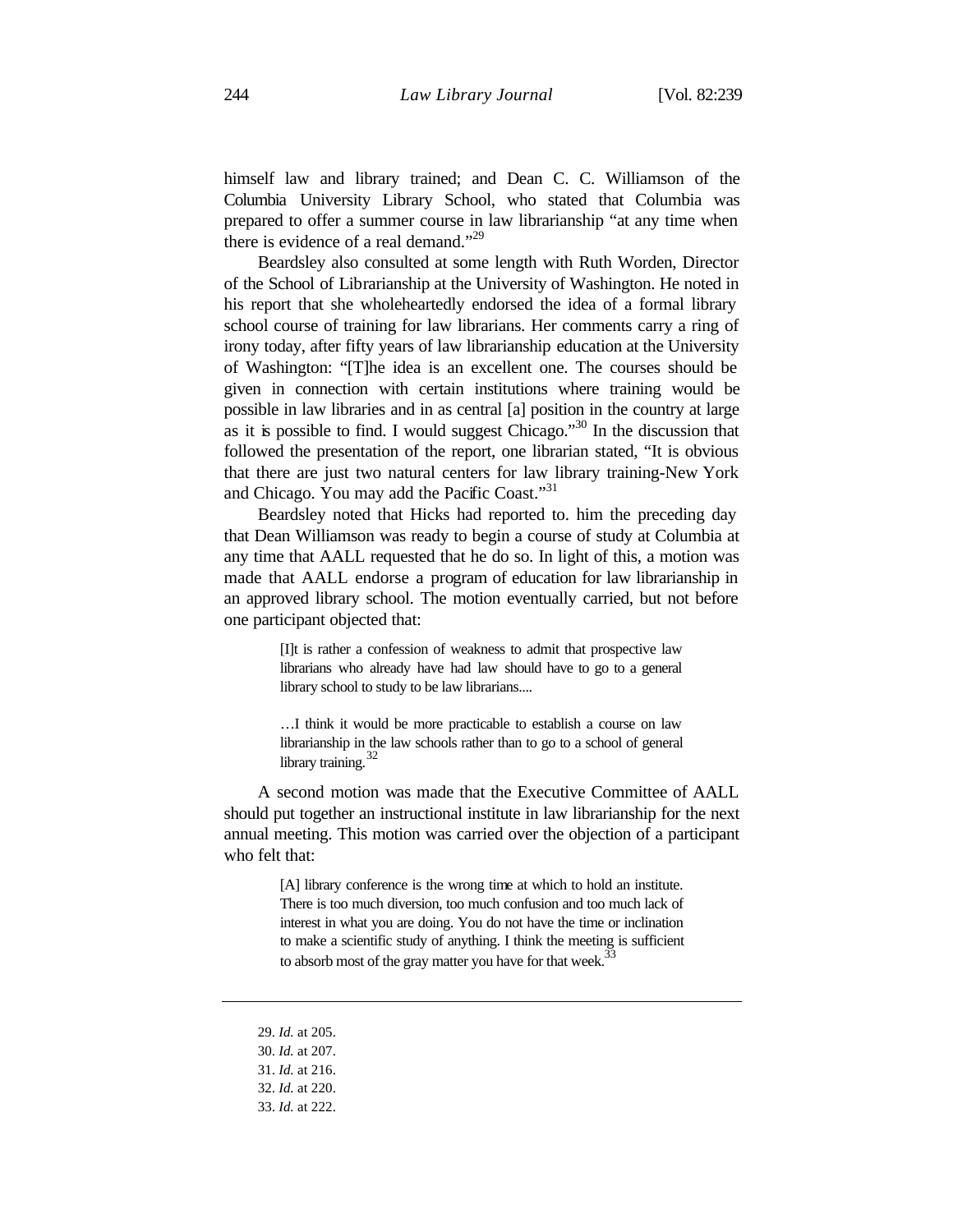himself law and library trained; and Dean C. C. Williamson of the Columbia University Library School, who stated that Columbia was prepared to offer a summer course in law librarianship "at any time when there is evidence of a real demand."[29]

Beardsley also consulted at some length with Ruth Worden, Director of the School of Librarianship at the University of Washington. He noted in his report that she wholeheartedly endorsed the idea of a formal library school course of training for law librarians. Her comments carry a ring of irony today, after fifty years of law librarianship education at the University of Washington: "[T]he idea is an excellent one. The courses should be given in connection with certain institutions where training would be possible in law libraries and in as central [a] position in the country at large as it is possible to find. I would suggest Chicago."[30] In the discussion that followed the presentation of the report, one librarian stated, "It is obvious that there are just two natural centers for law library training-New York and Chicago. You may add the Pacific Coast."[31]

Beardsley noted that Hicks had reported to. him the preceding day that Dean Williamson was ready to begin a course of study at Columbia at any time that AALL requested that he do so. In light of this, a motion was made that AALL endorse a program of education for law librarianship in an approved library school. The motion eventually carried, but not before one participant objected that:

> [I]t is rather a confession of weakness to admit that prospective law librarians who already have had law should have to go to a general library school to study to be law librarians....
>
> …I think it would be more practicable to establish a course on law librarianship in the law schools rather than to go to a school of general library training.[32]

A second motion was made that the Executive Committee of AALL should put together an instructional institute in law librarianship for the next annual meeting. This motion was carried over the objection of a participant who felt that:

> [A] library conference is the wrong time at which to hold an institute. There is too much diversion, too much confusion and too much lack of interest in what you are doing. You do not have the time or inclination to make a scientific study of anything. I think the meeting is sufficient to absorb most of the gray matter you have for that week.[33]

---

29. *Id.* at 205.
30. *Id.* at 207.
31. *Id.* at 216.
32. *Id.* at 220.
33. *Id.* at 222.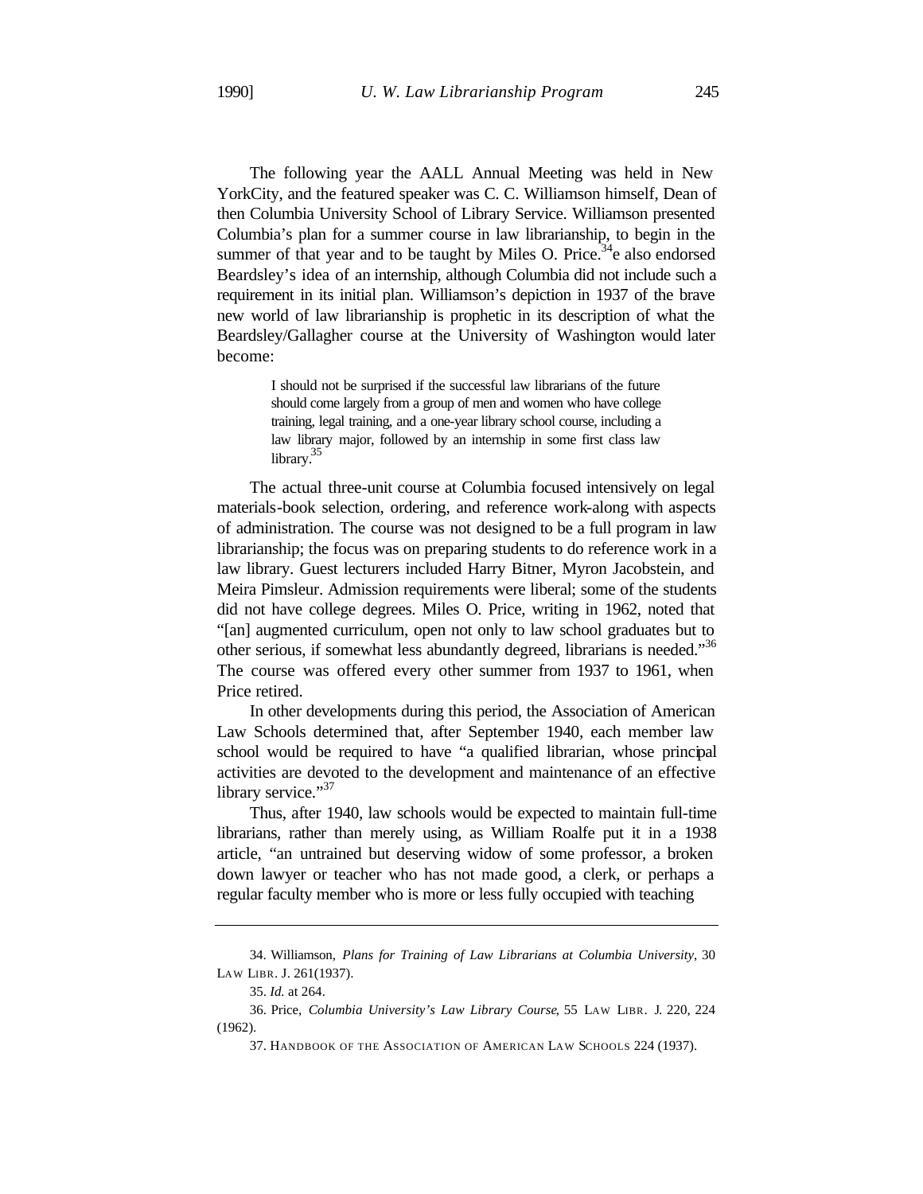The following year the AALL Annual Meeting was held in New YorkCity, and the featured speaker was C. C. Williamson himself, Dean of then Columbia University School of Library Service. Williamson presented Columbia's plan for a summer course in law librarianship, to begin in the summer of that year and to be taught by Miles O. Price.[34]e also endorsed Beardsley's idea of an internship, although Columbia did not include such a requirement in its initial plan. Williamson's depiction in 1937 of the brave new world of law librarianship is prophetic in its description of what the Beardsley/Gallagher course at the University of Washington would later become:

> I should not be surprised if the successful law librarians of the future should come largely from a group of men and women who have college training, legal training, and a one-year library school course, including a law library major, followed by an internship in some first class law library.[35]

The actual three-unit course at Columbia focused intensively on legal materials-book selection, ordering, and reference work-along with aspects of administration. The course was not designed to be a full program in law librarianship; the focus was on preparing students to do reference work in a law library. Guest lecturers included Harry Bitner, Myron Jacobstein, and Meira Pimsleur. Admission requirements were liberal; some of the students did not have college degrees. Miles O. Price, writing in 1962, noted that "[an] augmented curriculum, open not only to law school graduates but to other serious, if somewhat less abundantly degreed, librarians is needed."[36] The course was offered every other summer from 1937 to 1961, when Price retired.

In other developments during this period, the Association of American Law Schools determined that, after September 1940, each member law school would be required to have "a qualified librarian, whose principal activities are devoted to the development and maintenance of an effective library service."[37]

Thus, after 1940, law schools would be expected to maintain full-time librarians, rather than merely using, as William Roalfe put it in a 1938 article, "an untrained but deserving widow of some professor, a broken down lawyer or teacher who has not made good, a clerk, or perhaps a regular faculty member who is more or less fully occupied with teaching

---

34. Williamson, *Plans for Training of Law Librarians at Columbia University*, 30 LAW LIBR. J. 261(1937).

35. *Id.* at 264.

36. Price, *Columbia University's Law Library Course*, 55 LAW LIBR. J. 220, 224 (1962).

37. HANDBOOK OF THE ASSOCIATION OF AMERICAN LAW SCHOOLS 224 (1937).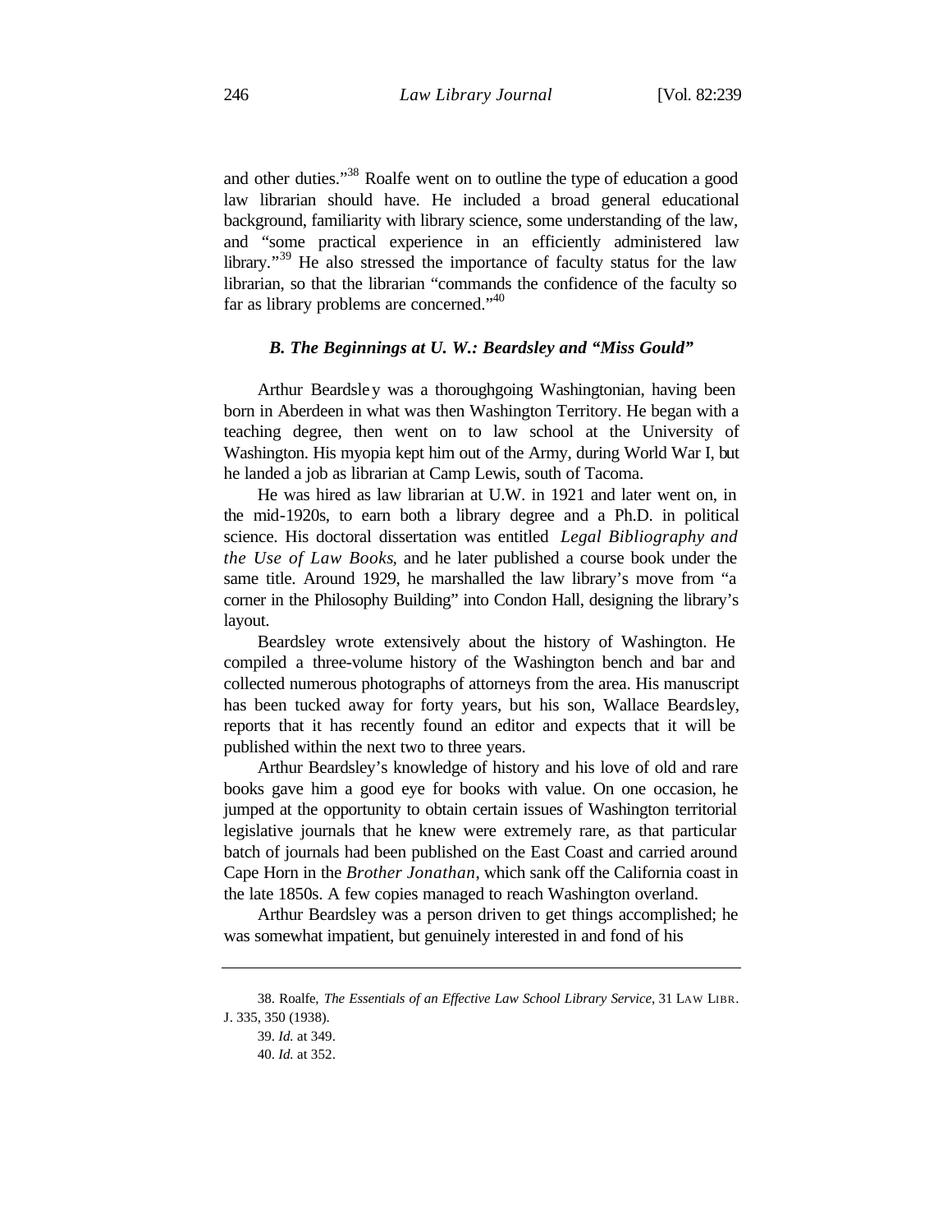and other duties."[38] Roalfe went on to outline the type of education a good law librarian should have. He included a broad general educational background, familiarity with library science, some understanding of the law, and "some practical experience in an efficiently administered law library."[39] He also stressed the importance of faculty status for the law librarian, so that the librarian "commands the confidence of the faculty so far as library problems are concerned."[40]

### *B. The Beginnings at U. W.: Beardsley and "Miss Gould"*

Arthur Beardsley was a thoroughgoing Washingtonian, having been born in Aberdeen in what was then Washington Territory. He began with a teaching degree, then went on to law school at the University of Washington. His myopia kept him out of the Army, during World War I, but he landed a job as librarian at Camp Lewis, south of Tacoma.

He was hired as law librarian at U.W. in 1921 and later went on, in the mid-1920s, to earn both a library degree and a Ph.D. in political science. His doctoral dissertation was entitled *Legal Bibliography and the Use of Law Books*, and he later published a course book under the same title. Around 1929, he marshalled the law library's move from "a corner in the Philosophy Building" into Condon Hall, designing the library's layout.

Beardsley wrote extensively about the history of Washington. He compiled a three-volume history of the Washington bench and bar and collected numerous photographs of attorneys from the area. His manuscript has been tucked away for forty years, but his son, Wallace Beardsley, reports that it has recently found an editor and expects that it will be published within the next two to three years.

Arthur Beardsley's knowledge of history and his love of old and rare books gave him a good eye for books with value. On one occasion, he jumped at the opportunity to obtain certain issues of Washington territorial legislative journals that he knew were extremely rare, as that particular batch of journals had been published on the East Coast and carried around Cape Horn in the *Brother Jonathan*, which sank off the California coast in the late 1850s. A few copies managed to reach Washington overland.

Arthur Beardsley was a person driven to get things accomplished; he was somewhat impatient, but genuinely interested in and fond of his

---

38. Roalfe, *The Essentials of an Effective Law School Library Service*, 31 LAW LIBR. J. 335, 350 (1938).

39. *Id.* at 349.

40. *Id.* at 352.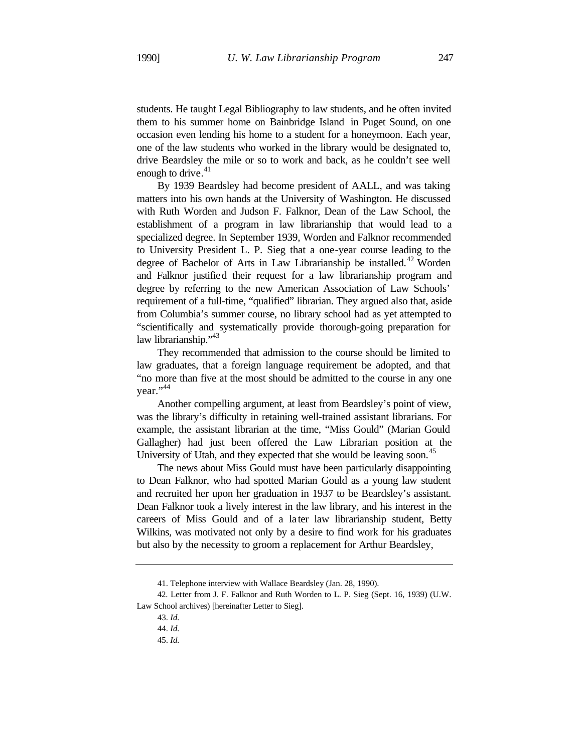students. He taught Legal Bibliography to law students, and he often invited them to his summer home on Bainbridge Island in Puget Sound, on one occasion even lending his home to a student for a honeymoon. Each year, one of the law students who worked in the library would be designated to, drive Beardsley the mile or so to work and back, as he couldn't see well enough to drive.[41]

By 1939 Beardsley had become president of AALL, and was taking matters into his own hands at the University of Washington. He discussed with Ruth Worden and Judson F. Falknor, Dean of the Law School, the establishment of a program in law librarianship that would lead to a specialized degree. In September 1939, Worden and Falknor recommended to University President L. P. Sieg that a one-year course leading to the degree of Bachelor of Arts in Law Librarianship be installed.[42] Worden and Falknor justified their request for a law librarianship program and degree by referring to the new American Association of Law Schools' requirement of a full-time, "qualified" librarian. They argued also that, aside from Columbia's summer course, no library school had as yet attempted to "scientifically and systematically provide thorough-going preparation for law librarianship."[43]

They recommended that admission to the course should be limited to law graduates, that a foreign language requirement be adopted, and that "no more than five at the most should be admitted to the course in any one year."[44]

Another compelling argument, at least from Beardsley's point of view, was the library's difficulty in retaining well-trained assistant librarians. For example, the assistant librarian at the time, "Miss Gould" (Marian Gould Gallagher) had just been offered the Law Librarian position at the University of Utah, and they expected that she would be leaving soon.[45]

The news about Miss Gould must have been particularly disappointing to Dean Falknor, who had spotted Marian Gould as a young law student and recruited her upon her graduation in 1937 to be Beardsley's assistant. Dean Falknor took a lively interest in the law library, and his interest in the careers of Miss Gould and of a later law librarianship student, Betty Wilkins, was motivated not only by a desire to find work for his graduates but also by the necessity to groom a replacement for Arthur Beardsley,

---

41. Telephone interview with Wallace Beardsley (Jan. 28, 1990).

42. Letter from J. F. Falknor and Ruth Worden to L. P. Sieg (Sept. 16, 1939) (U.W. Law School archives) [hereinafter Letter to Sieg].

43. *Id.*

44. *Id.*

45. *Id.*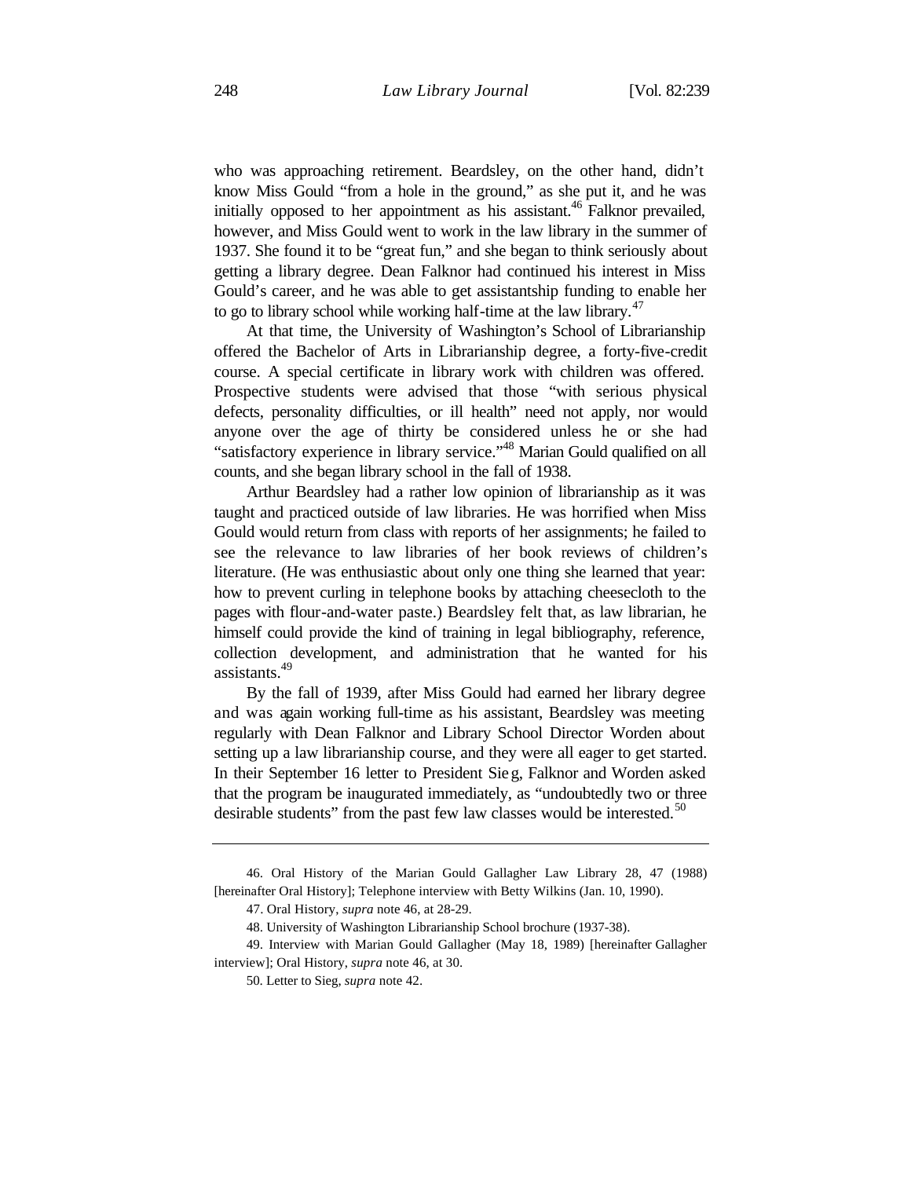who was approaching retirement. Beardsley, on the other hand, didn't know Miss Gould "from a hole in the ground," as she put it, and he was initially opposed to her appointment as his assistant.[46] Falknor prevailed, however, and Miss Gould went to work in the law library in the summer of 1937. She found it to be "great fun," and she began to think seriously about getting a library degree. Dean Falknor had continued his interest in Miss Gould's career, and he was able to get assistantship funding to enable her to go to library school while working half-time at the law library.[47]

At that time, the University of Washington's School of Librarianship offered the Bachelor of Arts in Librarianship degree, a forty-five-credit course. A special certificate in library work with children was offered. Prospective students were advised that those "with serious physical defects, personality difficulties, or ill health" need not apply, nor would anyone over the age of thirty be considered unless he or she had "satisfactory experience in library service."[48] Marian Gould qualified on all counts, and she began library school in the fall of 1938.

Arthur Beardsley had a rather low opinion of librarianship as it was taught and practiced outside of law libraries. He was horrified when Miss Gould would return from class with reports of her assignments; he failed to see the relevance to law libraries of her book reviews of children's literature. (He was enthusiastic about only one thing she learned that year: how to prevent curling in telephone books by attaching cheesecloth to the pages with flour-and-water paste.) Beardsley felt that, as law librarian, he himself could provide the kind of training in legal bibliography, reference, collection development, and administration that he wanted for his assistants.[49]

By the fall of 1939, after Miss Gould had earned her library degree and was again working full-time as his assistant, Beardsley was meeting regularly with Dean Falknor and Library School Director Worden about setting up a law librarianship course, and they were all eager to get started. In their September 16 letter to President Sieg, Falknor and Worden asked that the program be inaugurated immediately, as "undoubtedly two or three desirable students" from the past few law classes would be interested.[50]

---

46. Oral History of the Marian Gould Gallagher Law Library 28, 47 (1988) [hereinafter Oral History]; Telephone interview with Betty Wilkins (Jan. 10, 1990).

47. Oral History, *supra* note 46, at 28-29.

48. University of Washington Librarianship School brochure (1937-38).

49. Interview with Marian Gould Gallagher (May 18, 1989) [hereinafter Gallagher interview]; Oral History, *supra* note 46, at 30.

50. Letter to Sieg, *supra* note 42.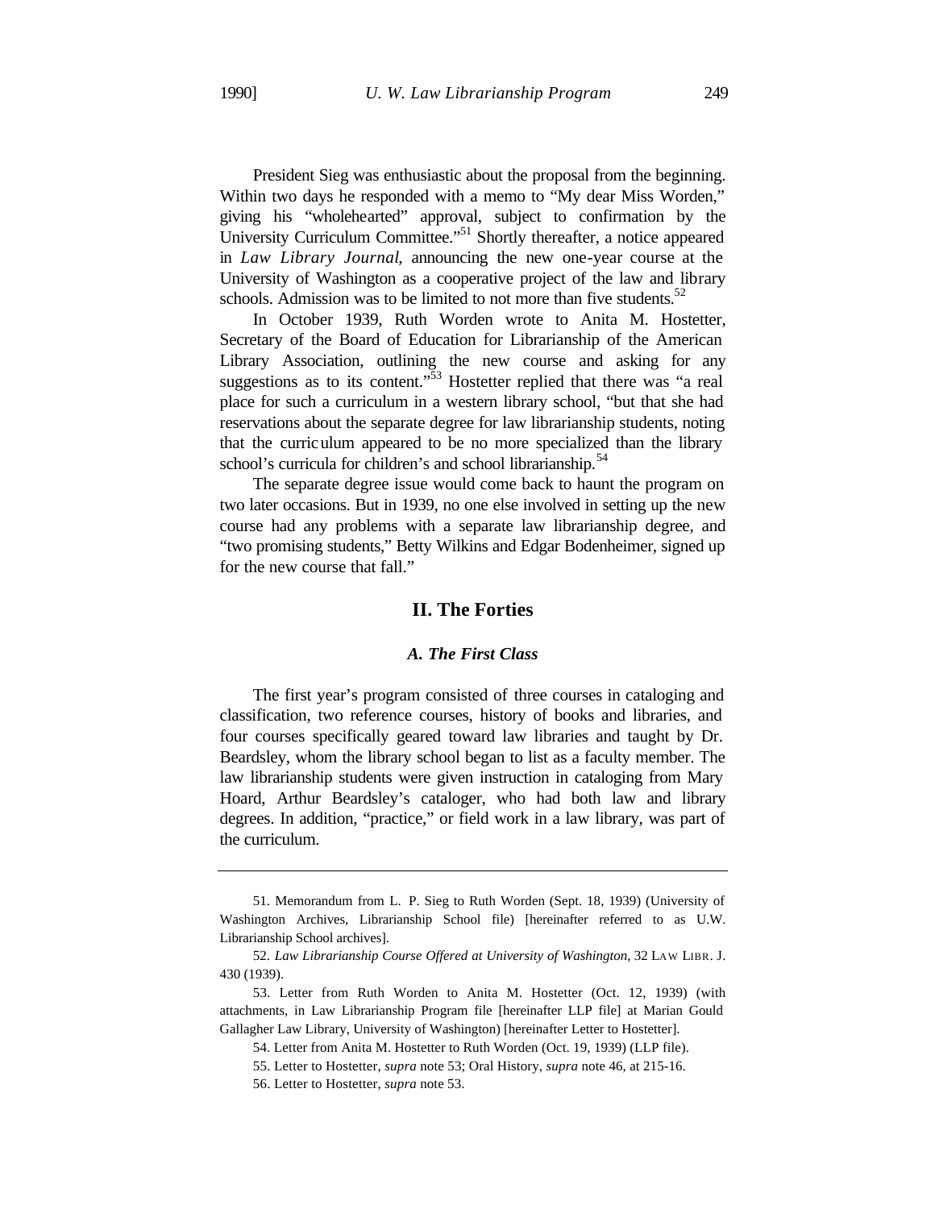President Sieg was enthusiastic about the proposal from the beginning. Within two days he responded with a memo to "My dear Miss Worden," giving his "wholehearted" approval, subject to confirmation by the University Curriculum Committee."[51] Shortly thereafter, a notice appeared in *Law Library Journal*, announcing the new one-year course at the University of Washington as a cooperative project of the law and library schools. Admission was to be limited to not more than five students.[52]

In October 1939, Ruth Worden wrote to Anita M. Hostetter, Secretary of the Board of Education for Librarianship of the American Library Association, outlining the new course and asking for any suggestions as to its content."[53] Hostetter replied that there was "a real place for such a curriculum in a western library school, "but that she had reservations about the separate degree for law librarianship students, noting that the curriculum appeared to be no more specialized than the library school's curricula for children's and school librarianship.[54]

The separate degree issue would come back to haunt the program on two later occasions. But in 1939, no one else involved in setting up the new course had any problems with a separate law librarianship degree, and "two promising students," Betty Wilkins and Edgar Bodenheimer, signed up for the new course that fall."

## II. The Forties

### *A. The First Class*

The first year's program consisted of three courses in cataloging and classification, two reference courses, history of books and libraries, and four courses specifically geared toward law libraries and taught by Dr. Beardsley, whom the library school began to list as a faculty member. The law librarianship students were given instruction in cataloging from Mary Hoard, Arthur Beardsley's cataloger, who had both law and library degrees. In addition, "practice," or field work in a law library, was part of the curriculum.

---

51. Memorandum from L. P. Sieg to Ruth Worden (Sept. 18, 1939) (University of Washington Archives, Librarianship School file) [hereinafter referred to as U.W. Librarianship School archives].

52. *Law Librarianship Course Offered at University of Washington*, 32 LAW LIBR. J. 430 (1939).

53. Letter from Ruth Worden to Anita M. Hostetter (Oct. 12, 1939) (with attachments, in Law Librarianship Program file [hereinafter LLP file] at Marian Gould Gallagher Law Library, University of Washington) [hereinafter Letter to Hostetter].

54. Letter from Anita M. Hostetter to Ruth Worden (Oct. 19, 1939) (LLP file).

55. Letter to Hostetter, *supra* note 53; Oral History, *supra* note 46, at 215-16.

56. Letter to Hostetter, *supra* note 53.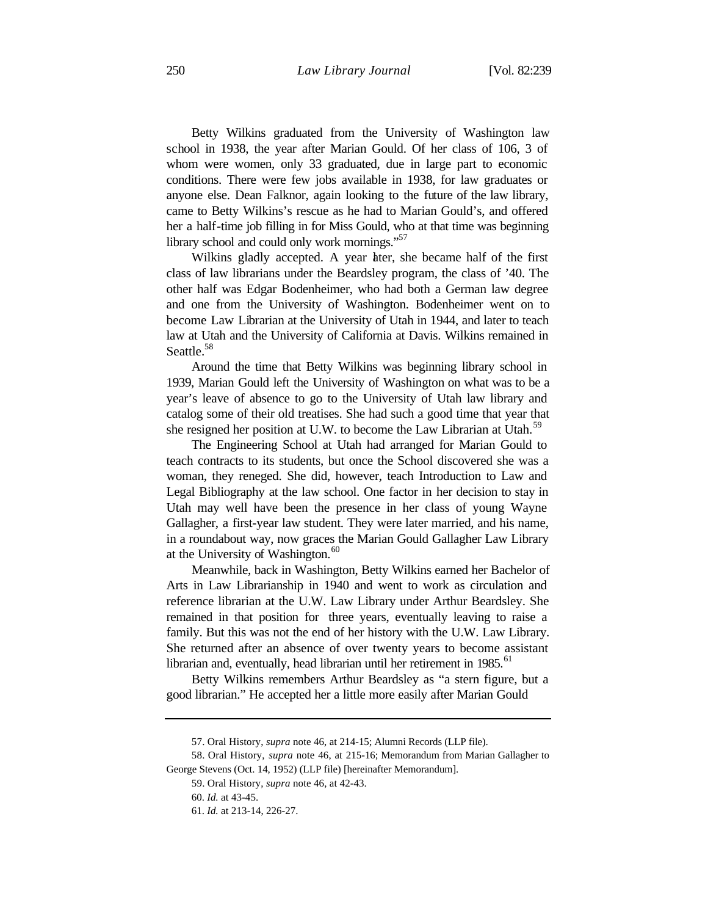Betty Wilkins graduated from the University of Washington law school in 1938, the year after Marian Gould. Of her class of 106, 3 of whom were women, only 33 graduated, due in large part to economic conditions. There were few jobs available in 1938, for law graduates or anyone else. Dean Falknor, again looking to the future of the law library, came to Betty Wilkins's rescue as he had to Marian Gould's, and offered her a half-time job filling in for Miss Gould, who at that time was beginning library school and could only work mornings."[57]

Wilkins gladly accepted. A year later, she became half of the first class of law librarians under the Beardsley program, the class of '40. The other half was Edgar Bodenheimer, who had both a German law degree and one from the University of Washington. Bodenheimer went on to become Law Librarian at the University of Utah in 1944, and later to teach law at Utah and the University of California at Davis. Wilkins remained in Seattle.[58]

Around the time that Betty Wilkins was beginning library school in 1939, Marian Gould left the University of Washington on what was to be a year's leave of absence to go to the University of Utah law library and catalog some of their old treatises. She had such a good time that year that she resigned her position at U.W. to become the Law Librarian at Utah.[59]

The Engineering School at Utah had arranged for Marian Gould to teach contracts to its students, but once the School discovered she was a woman, they reneged. She did, however, teach Introduction to Law and Legal Bibliography at the law school. One factor in her decision to stay in Utah may well have been the presence in her class of young Wayne Gallagher, a first-year law student. They were later married, and his name, in a roundabout way, now graces the Marian Gould Gallagher Law Library at the University of Washington.[60]

Meanwhile, back in Washington, Betty Wilkins earned her Bachelor of Arts in Law Librarianship in 1940 and went to work as circulation and reference librarian at the U.W. Law Library under Arthur Beardsley. She remained in that position for three years, eventually leaving to raise a family. But this was not the end of her history with the U.W. Law Library. She returned after an absence of over twenty years to become assistant librarian and, eventually, head librarian until her retirement in 1985.[61]

Betty Wilkins remembers Arthur Beardsley as "a stern figure, but a good librarian." He accepted her a little more easily after Marian Gould

---

57. Oral History, *supra* note 46, at 214-15; Alumni Records (LLP file).

58. Oral History, *supra* note 46, at 215-16; Memorandum from Marian Gallagher to George Stevens (Oct. 14, 1952) (LLP file) [hereinafter Memorandum].

59. Oral History, *supra* note 46, at 42-43.

60. *Id.* at 43-45.

61. *Id.* at 213-14, 226-27.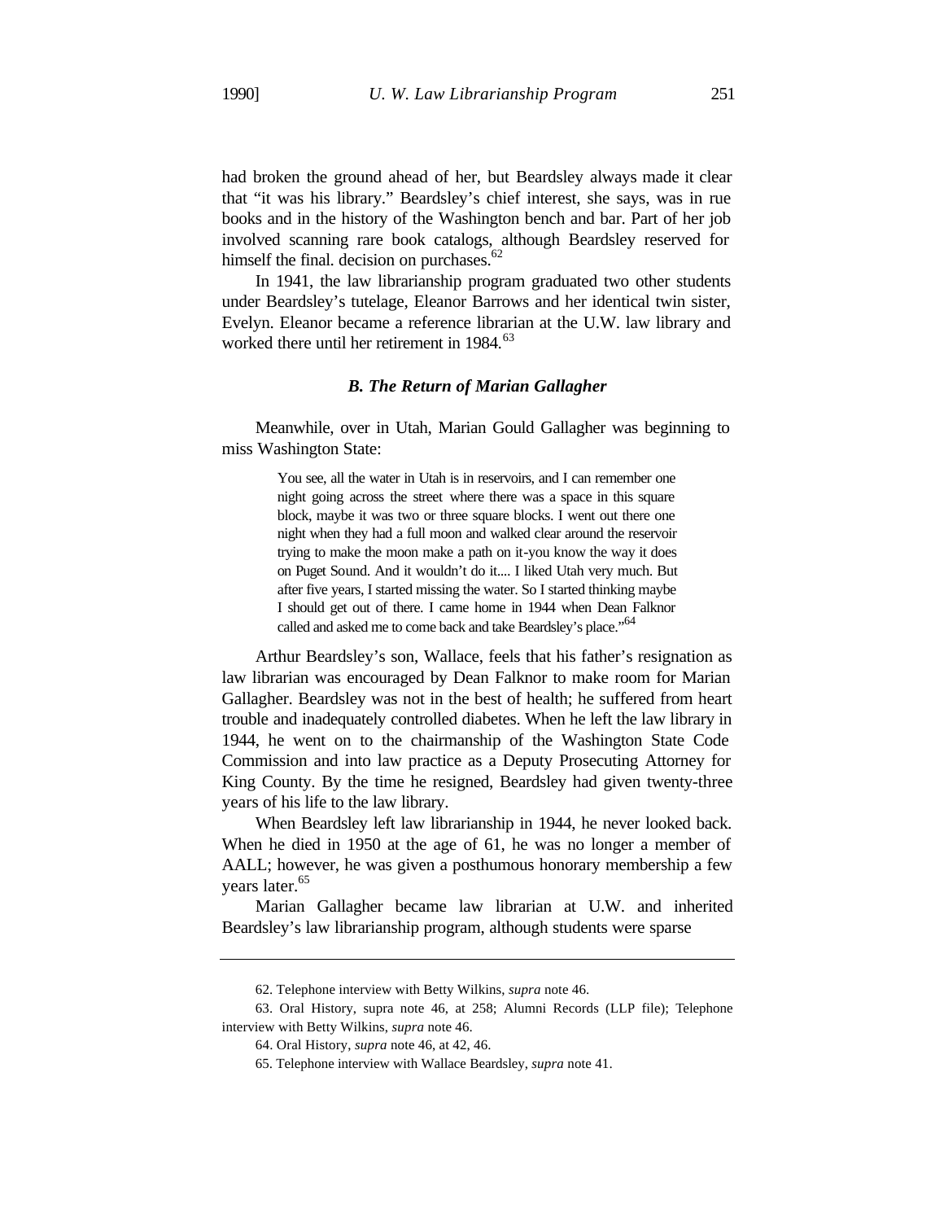had broken the ground ahead of her, but Beardsley always made it clear that "it was his library." Beardsley's chief interest, she says, was in rue books and in the history of the Washington bench and bar. Part of her job involved scanning rare book catalogs, although Beardsley reserved for himself the final. decision on purchases.[62]

In 1941, the law librarianship program graduated two other students under Beardsley's tutelage, Eleanor Barrows and her identical twin sister, Evelyn. Eleanor became a reference librarian at the U.W. law library and worked there until her retirement in 1984.[63]

### *B. The Return of Marian Gallagher*

Meanwhile, over in Utah, Marian Gould Gallagher was beginning to miss Washington State:

> You see, all the water in Utah is in reservoirs, and I can remember one night going across the street where there was a space in this square block, maybe it was two or three square blocks. I went out there one night when they had a full moon and walked clear around the reservoir trying to make the moon make a path on it-you know the way it does on Puget Sound. And it wouldn't do it.... I liked Utah very much. But after five years, I started missing the water. So I started thinking maybe I should get out of there. I came home in 1944 when Dean Falknor called and asked me to come back and take Beardsley's place."[64]

Arthur Beardsley's son, Wallace, feels that his father's resignation as law librarian was encouraged by Dean Falknor to make room for Marian Gallagher. Beardsley was not in the best of health; he suffered from heart trouble and inadequately controlled diabetes. When he left the law library in 1944, he went on to the chairmanship of the Washington State Code Commission and into law practice as a Deputy Prosecuting Attorney for King County. By the time he resigned, Beardsley had given twenty-three years of his life to the law library.

When Beardsley left law librarianship in 1944, he never looked back. When he died in 1950 at the age of 61, he was no longer a member of AALL; however, he was given a posthumous honorary membership a few years later.[65]

Marian Gallagher became law librarian at U.W. and inherited Beardsley's law librarianship program, although students were sparse

---

62. Telephone interview with Betty Wilkins, *supra* note 46.

63. Oral History, supra note 46, at 258; Alumni Records (LLP file); Telephone interview with Betty Wilkins, *supra* note 46.

64. Oral History, *supra* note 46, at 42, 46.

65. Telephone interview with Wallace Beardsley, *supra* note 41.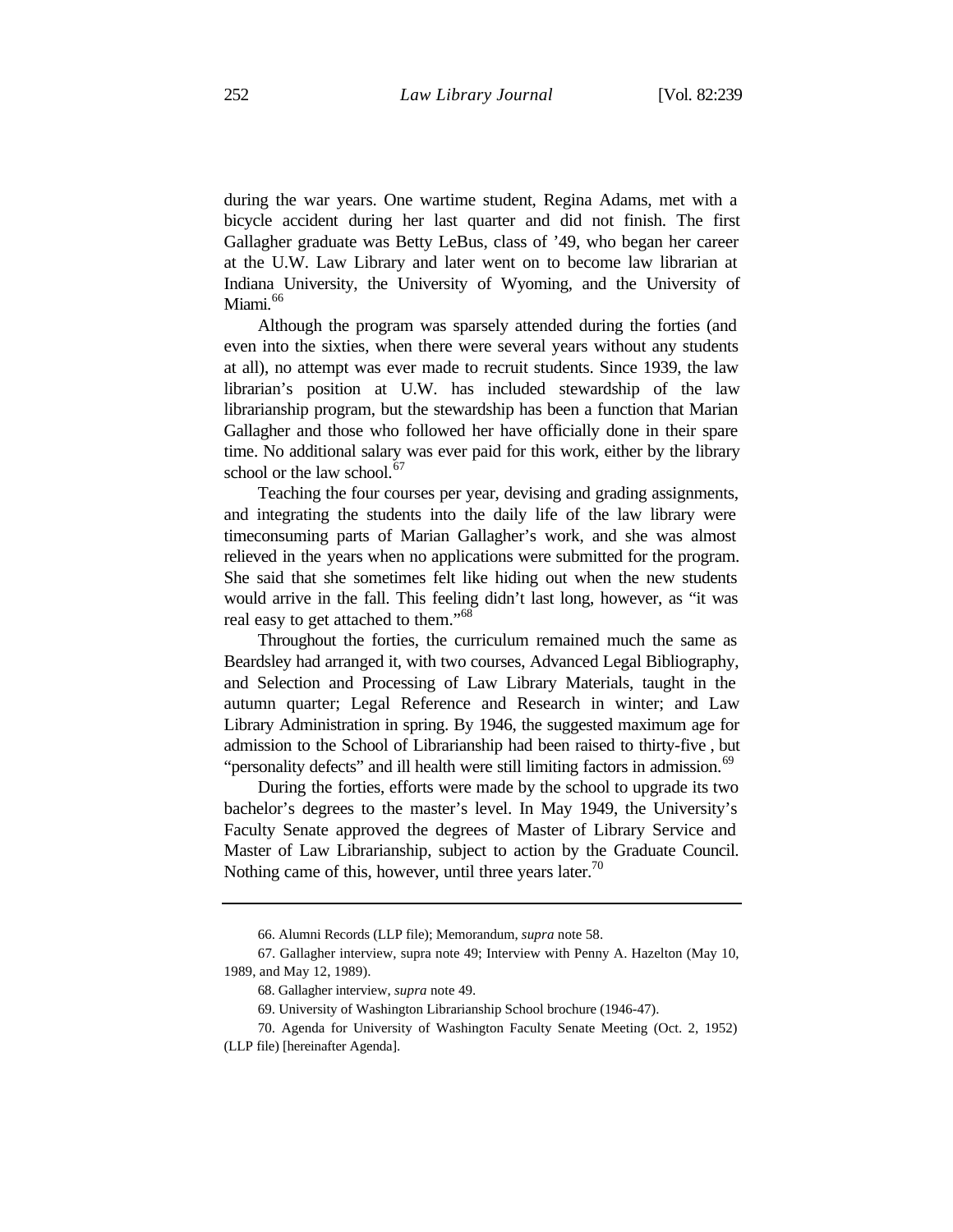during the war years. One wartime student, Regina Adams, met with a bicycle accident during her last quarter and did not finish. The first Gallagher graduate was Betty LeBus, class of '49, who began her career at the U.W. Law Library and later went on to become law librarian at Indiana University, the University of Wyoming, and the University of Miami.[66]

Although the program was sparsely attended during the forties (and even into the sixties, when there were several years without any students at all), no attempt was ever made to recruit students. Since 1939, the law librarian's position at U.W. has included stewardship of the law librarianship program, but the stewardship has been a function that Marian Gallagher and those who followed her have officially done in their spare time. No additional salary was ever paid for this work, either by the library school or the law school.[67]

Teaching the four courses per year, devising and grading assignments, and integrating the students into the daily life of the law library were timeconsuming parts of Marian Gallagher's work, and she was almost relieved in the years when no applications were submitted for the program. She said that she sometimes felt like hiding out when the new students would arrive in the fall. This feeling didn't last long, however, as "it was real easy to get attached to them."[68]

Throughout the forties, the curriculum remained much the same as Beardsley had arranged it, with two courses, Advanced Legal Bibliography, and Selection and Processing of Law Library Materials, taught in the autumn quarter; Legal Reference and Research in winter; and Law Library Administration in spring. By 1946, the suggested maximum age for admission to the School of Librarianship had been raised to thirty-five , but "personality defects" and ill health were still limiting factors in admission.[69]

During the forties, efforts were made by the school to upgrade its two bachelor's degrees to the master's level. In May 1949, the University's Faculty Senate approved the degrees of Master of Library Service and Master of Law Librarianship, subject to action by the Graduate Council. Nothing came of this, however, until three years later.[70]

---

66. Alumni Records (LLP file); Memorandum, *supra* note 58.

67. Gallagher interview, supra note 49; Interview with Penny A. Hazelton (May 10, 1989, and May 12, 1989).

68. Gallagher interview, *supra* note 49.

69. University of Washington Librarianship School brochure (1946-47).

70. Agenda for University of Washington Faculty Senate Meeting (Oct. 2, 1952) (LLP file) [hereinafter Agenda].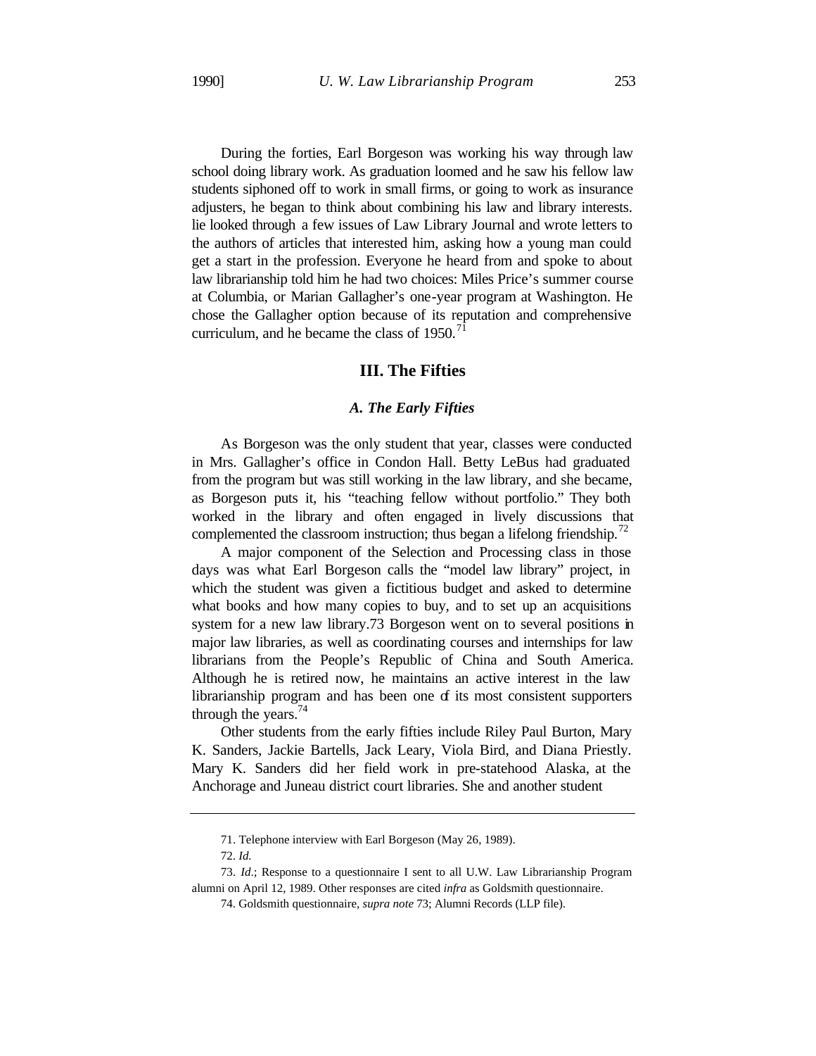During the forties, Earl Borgeson was working his way through law school doing library work. As graduation loomed and he saw his fellow law students siphoned off to work in small firms, or going to work as insurance adjusters, he began to think about combining his law and library interests. lie looked through a few issues of Law Library Journal and wrote letters to the authors of articles that interested him, asking how a young man could get a start in the profession. Everyone he heard from and spoke to about law librarianship told him he had two choices: Miles Price's summer course at Columbia, or Marian Gallagher's one-year program at Washington. He chose the Gallagher option because of its reputation and comprehensive curriculum, and he became the class of 1950.[71]

## III. The Fifties

### *A. The Early Fifties*

As Borgeson was the only student that year, classes were conducted in Mrs. Gallagher's office in Condon Hall. Betty LeBus had graduated from the program but was still working in the law library, and she became, as Borgeson puts it, his "teaching fellow without portfolio." They both worked in the library and often engaged in lively discussions that complemented the classroom instruction; thus began a lifelong friendship.[72]

A major component of the Selection and Processing class in those days was what Earl Borgeson calls the "model law library" project, in which the student was given a fictitious budget and asked to determine what books and how many copies to buy, and to set up an acquisitions system for a new law library.73 Borgeson went on to several positions in major law libraries, as well as coordinating courses and internships for law librarians from the People's Republic of China and South America. Although he is retired now, he maintains an active interest in the law librarianship program and has been one of its most consistent supporters through the years.[74]

Other students from the early fifties include Riley Paul Burton, Mary K. Sanders, Jackie Bartells, Jack Leary, Viola Bird, and Diana Priestly. Mary K. Sanders did her field work in pre-statehood Alaska, at the Anchorage and Juneau district court libraries. She and another student

---

71. Telephone interview with Earl Borgeson (May 26, 1989).

72. *Id.*

73. *Id.*; Response to a questionnaire I sent to all U.W. Law Librarianship Program alumni on April 12, 1989. Other responses are cited *infra* as Goldsmith questionnaire.

74. Goldsmith questionnaire, *supra note* 73; Alumni Records (LLP file).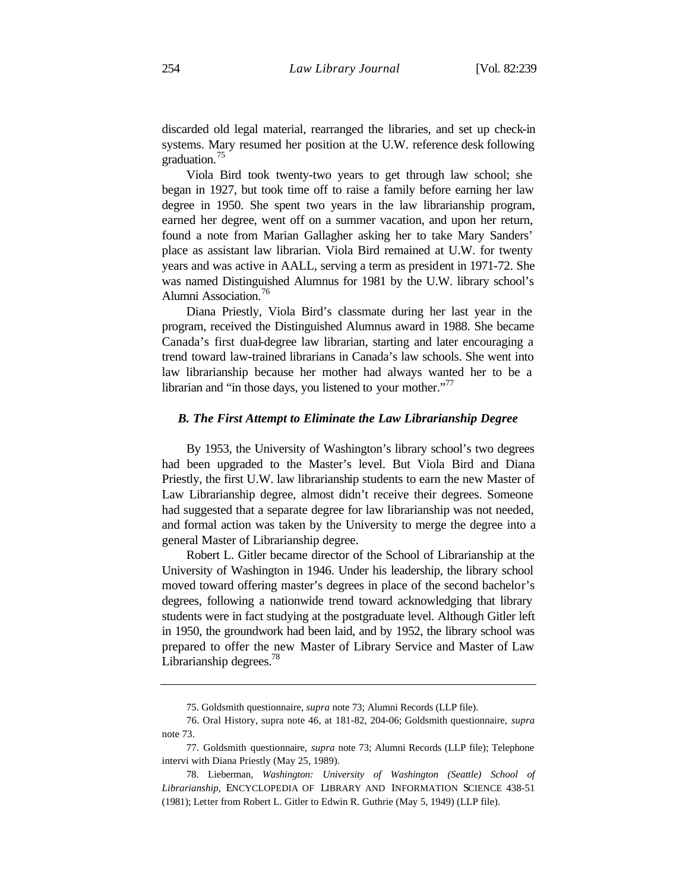discarded old legal material, rearranged the libraries, and set up check-in systems. Mary resumed her position at the U.W. reference desk following graduation.[75]

Viola Bird took twenty-two years to get through law school; she began in 1927, but took time off to raise a family before earning her law degree in 1950. She spent two years in the law librarianship program, earned her degree, went off on a summer vacation, and upon her return, found a note from Marian Gallagher asking her to take Mary Sanders' place as assistant law librarian. Viola Bird remained at U.W. for twenty years and was active in AALL, serving a term as president in 1971-72. She was named Distinguished Alumnus for 1981 by the U.W. library school's Alumni Association.[76]

Diana Priestly, Viola Bird's classmate during her last year in the program, received the Distinguished Alumnus award in 1988. She became Canada's first dual-degree law librarian, starting and later encouraging a trend toward law-trained librarians in Canada's law schools. She went into law librarianship because her mother had always wanted her to be a librarian and "in those days, you listened to your mother."[77]

### *B. The First Attempt to Eliminate the Law Librarianship Degree*

By 1953, the University of Washington's library school's two degrees had been upgraded to the Master's level. But Viola Bird and Diana Priestly, the first U.W. law librarianship students to earn the new Master of Law Librarianship degree, almost didn't receive their degrees. Someone had suggested that a separate degree for law librarianship was not needed, and formal action was taken by the University to merge the degree into a general Master of Librarianship degree.

Robert L. Gitler became director of the School of Librarianship at the University of Washington in 1946. Under his leadership, the library school moved toward offering master's degrees in place of the second bachelor's degrees, following a nationwide trend toward acknowledging that library students were in fact studying at the postgraduate level. Although Gitler left in 1950, the groundwork had been laid, and by 1952, the library school was prepared to offer the new Master of Library Service and Master of Law Librarianship degrees.[78]

---

75. Goldsmith questionnaire, *supra* note 73; Alumni Records (LLP file).

76. Oral History, supra note 46, at 181-82, 204-06; Goldsmith questionnaire, *supra* note 73.

77. Goldsmith questionnaire, *supra* note 73; Alumni Records (LLP file); Telephone intervi with Diana Priestly (May 25, 1989).

78. Lieberman, *Washington: University of Washington (Seattle) School of Librarianship*, ENCYCLOPEDIA OF LIBRARY AND INFORMATION SCIENCE 438-51 (1981); Letter from Robert L. Gitler to Edwin R. Guthrie (May 5, 1949) (LLP file).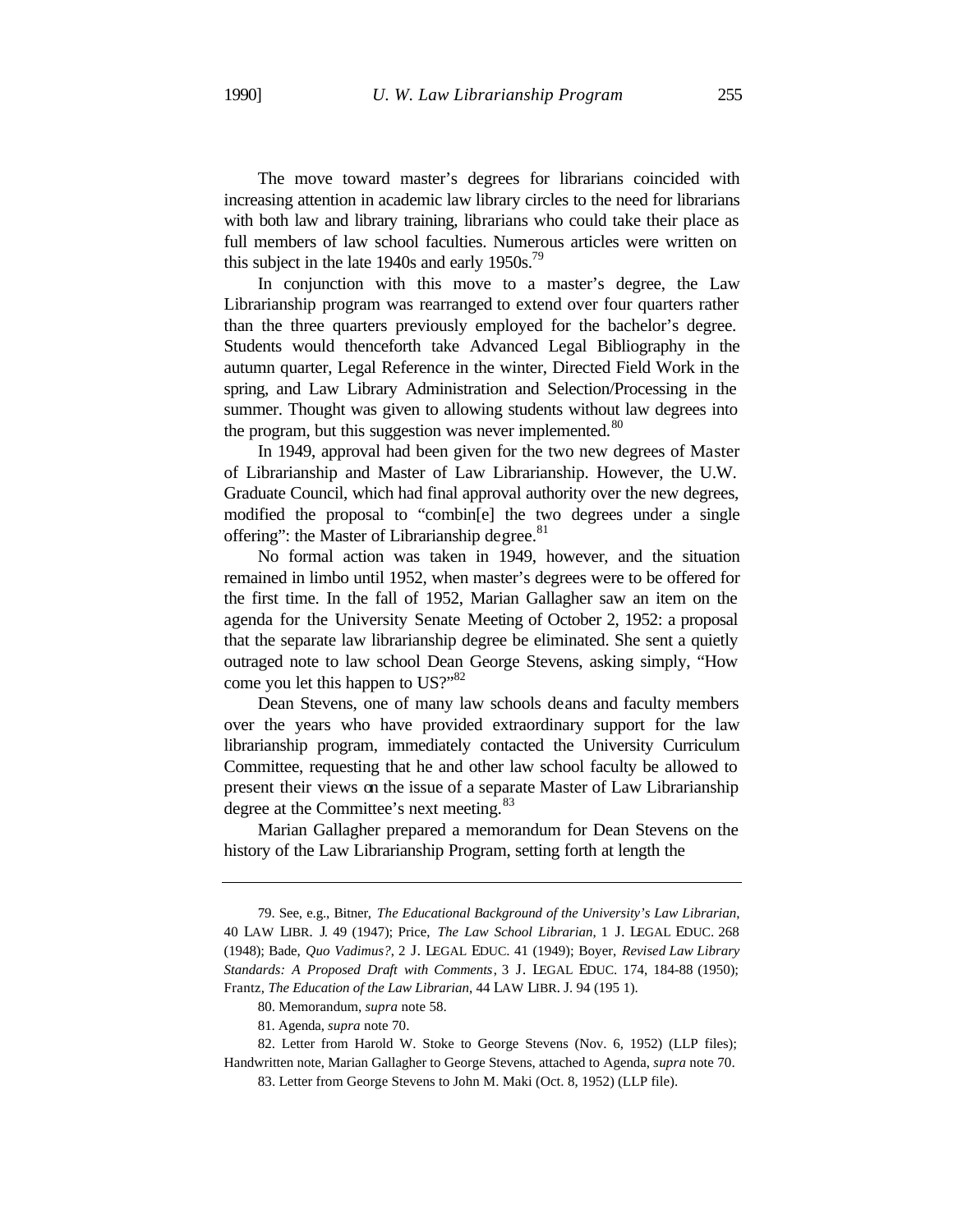The move toward master's degrees for librarians coincided with increasing attention in academic law library circles to the need for librarians with both law and library training, librarians who could take their place as full members of law school faculties. Numerous articles were written on this subject in the late 1940s and early 1950s.[79]

In conjunction with this move to a master's degree, the Law Librarianship program was rearranged to extend over four quarters rather than the three quarters previously employed for the bachelor's degree. Students would thenceforth take Advanced Legal Bibliography in the autumn quarter, Legal Reference in the winter, Directed Field Work in the spring, and Law Library Administration and Selection/Processing in the summer. Thought was given to allowing students without law degrees into the program, but this suggestion was never implemented.[80]

In 1949, approval had been given for the two new degrees of Master of Librarianship and Master of Law Librarianship. However, the U.W. Graduate Council, which had final approval authority over the new degrees, modified the proposal to "combin[e] the two degrees under a single offering": the Master of Librarianship degree.[81]

No formal action was taken in 1949, however, and the situation remained in limbo until 1952, when master's degrees were to be offered for the first time. In the fall of 1952, Marian Gallagher saw an item on the agenda for the University Senate Meeting of October 2, 1952: a proposal that the separate law librarianship degree be eliminated. She sent a quietly outraged note to law school Dean George Stevens, asking simply, "How come you let this happen to US?"[82]

Dean Stevens, one of many law schools deans and faculty members over the years who have provided extraordinary support for the law librarianship program, immediately contacted the University Curriculum Committee, requesting that he and other law school faculty be allowed to present their views on the issue of a separate Master of Law Librarianship degree at the Committee's next meeting.[83]

Marian Gallagher prepared a memorandum for Dean Stevens on the history of the Law Librarianship Program, setting forth at length the

---

79. See, e.g., Bitner, *The Educational Background of the University's Law Librarian*, 40 LAW LIBR. J. 49 (1947); Price, *The Law School Librarian*, 1 J. LEGAL EDUC. 268 (1948); Bade, *Quo Vadimus?*, 2 J. LEGAL EDUC. 41 (1949); Boyer, *Revised Law Library Standards: A Proposed Draft with Comments*, 3 J. LEGAL EDUC. 174, 184-88 (1950); Frantz, *The Education of the Law Librarian*, 44 LAW LIBR. J. 94 (1951).

80. Memorandum, *supra* note 58.

81. Agenda, *supra* note 70.

82. Letter from Harold W. Stoke to George Stevens (Nov. 6, 1952) (LLP files); Handwritten note, Marian Gallagher to George Stevens, attached to Agenda, *supra* note 70.

83. Letter from George Stevens to John M. Maki (Oct. 8, 1952) (LLP file).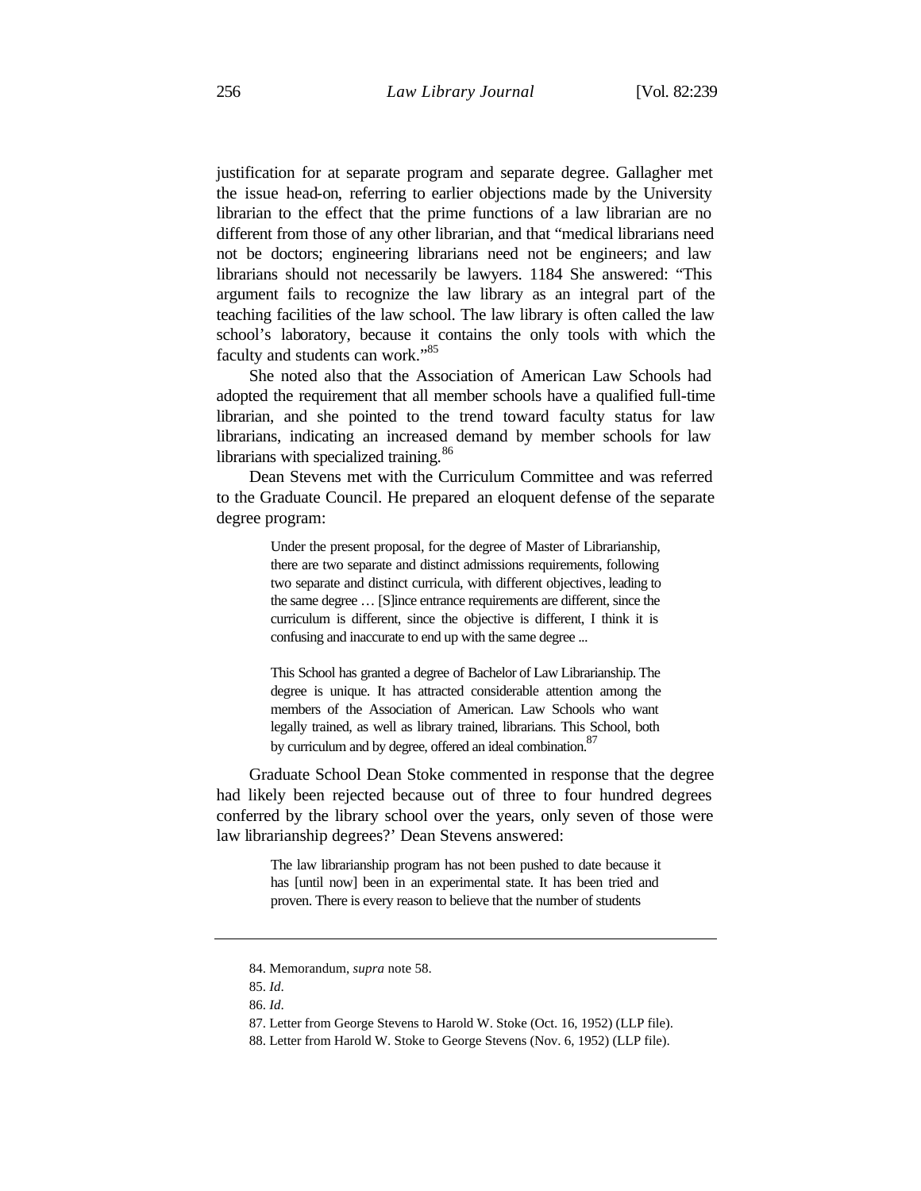justification for at separate program and separate degree. Gallagher met the issue head-on, referring to earlier objections made by the University librarian to the effect that the prime functions of a law librarian are no different from those of any other librarian, and that "medical librarians need not be doctors; engineering librarians need not be engineers; and law librarians should not necessarily be lawyers. 1184 She answered: "This argument fails to recognize the law library as an integral part of the teaching facilities of the law school. The law library is often called the law school's laboratory, because it contains the only tools with which the faculty and students can work."[85]

She noted also that the Association of American Law Schools had adopted the requirement that all member schools have a qualified full-time librarian, and she pointed to the trend toward faculty status for law librarians, indicating an increased demand by member schools for law librarians with specialized training.[86]

Dean Stevens met with the Curriculum Committee and was referred to the Graduate Council. He prepared an eloquent defense of the separate degree program:

> Under the present proposal, for the degree of Master of Librarianship, there are two separate and distinct admissions requirements, following two separate and distinct curricula, with different objectives, leading to the same degree … [S]ince entrance requirements are different, since the curriculum is different, since the objective is different, I think it is confusing and inaccurate to end up with the same degree ...
>
> This School has granted a degree of Bachelor of Law Librarianship. The degree is unique. It has attracted considerable attention among the members of the Association of American. Law Schools who want legally trained, as well as library trained, librarians. This School, both by curriculum and by degree, offered an ideal combination.[87]

Graduate School Dean Stoke commented in response that the degree had likely been rejected because out of three to four hundred degrees conferred by the library school over the years, only seven of those were law librarianship degrees?' Dean Stevens answered:

> The law librarianship program has not been pushed to date because it has [until now] been in an experimental state. It has been tried and proven. There is every reason to believe that the number of students

---

84. Memorandum, *supra* note 58.

85. *Id*.

86. *Id*.

87. Letter from George Stevens to Harold W. Stoke (Oct. 16, 1952) (LLP file).

88. Letter from Harold W. Stoke to George Stevens (Nov. 6, 1952) (LLP file).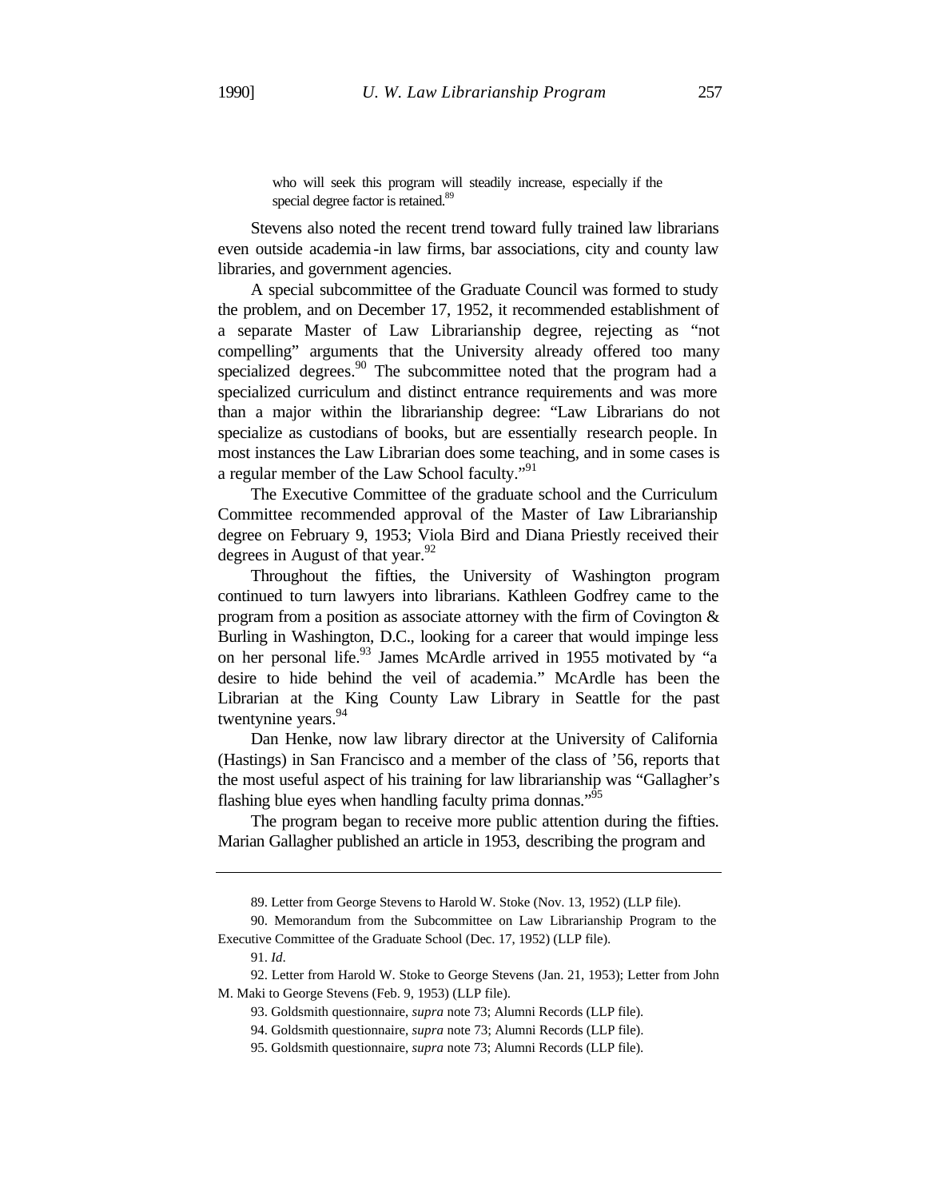> who will seek this program will steadily increase, especially if the special degree factor is retained.[89]

Stevens also noted the recent trend toward fully trained law librarians even outside academia-in law firms, bar associations, city and county law libraries, and government agencies.

A special subcommittee of the Graduate Council was formed to study the problem, and on December 17, 1952, it recommended establishment of a separate Master of Law Librarianship degree, rejecting as "not compelling" arguments that the University already offered too many specialized degrees.[90] The subcommittee noted that the program had a specialized curriculum and distinct entrance requirements and was more than a major within the librarianship degree: "Law Librarians do not specialize as custodians of books, but are essentially research people. In most instances the Law Librarian does some teaching, and in some cases is a regular member of the Law School faculty."[91]

The Executive Committee of the graduate school and the Curriculum Committee recommended approval of the Master of Law Librarianship degree on February 9, 1953; Viola Bird and Diana Priestly received their degrees in August of that year.[92]

Throughout the fifties, the University of Washington program continued to turn lawyers into librarians. Kathleen Godfrey came to the program from a position as associate attorney with the firm of Covington & Burling in Washington, D.C., looking for a career that would impinge less on her personal life.[93] James McArdle arrived in 1955 motivated by "a desire to hide behind the veil of academia." McArdle has been the Librarian at the King County Law Library in Seattle for the past twentynine years.[94]

Dan Henke, now law library director at the University of California (Hastings) in San Francisco and a member of the class of '56, reports that the most useful aspect of his training for law librarianship was "Gallagher's flashing blue eyes when handling faculty prima donnas."[95]

The program began to receive more public attention during the fifties. Marian Gallagher published an article in 1953, describing the program and

---

89. Letter from George Stevens to Harold W. Stoke (Nov. 13, 1952) (LLP file).

90. Memorandum from the Subcommittee on Law Librarianship Program to the Executive Committee of the Graduate School (Dec. 17, 1952) (LLP file).

91. *Id.*

92. Letter from Harold W. Stoke to George Stevens (Jan. 21, 1953); Letter from John M. Maki to George Stevens (Feb. 9, 1953) (LLP file).

93. Goldsmith questionnaire, *supra* note 73; Alumni Records (LLP file).

94. Goldsmith questionnaire, *supra* note 73; Alumni Records (LLP file).

95. Goldsmith questionnaire, *supra* note 73; Alumni Records (LLP file).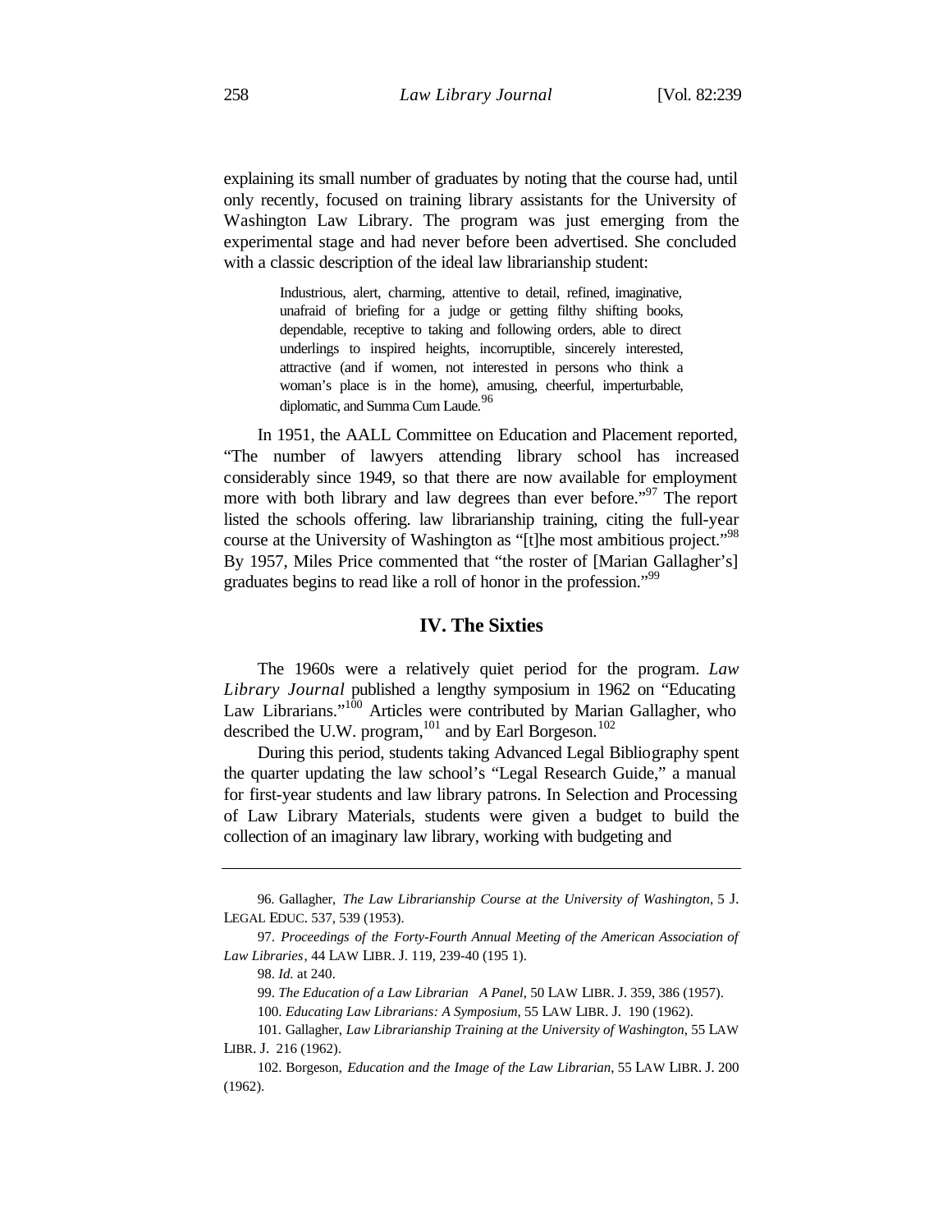explaining its small number of graduates by noting that the course had, until only recently, focused on training library assistants for the University of Washington Law Library. The program was just emerging from the experimental stage and had never before been advertised. She concluded with a classic description of the ideal law librarianship student:

> Industrious, alert, charming, attentive to detail, refined, imaginative, unafraid of briefing for a judge or getting filthy shifting books, dependable, receptive to taking and following orders, able to direct underlings to inspired heights, incorruptible, sincerely interested, attractive (and if women, not interested in persons who think a woman's place is in the home), amusing, cheerful, imperturbable, diplomatic, and Summa Cum Laude.[96]

In 1951, the AALL Committee on Education and Placement reported, "The number of lawyers attending library school has increased considerably since 1949, so that there are now available for employment more with both library and law degrees than ever before."[97] The report listed the schools offering. law librarianship training, citing the full-year course at the University of Washington as "[t]he most ambitious project."[98] By 1957, Miles Price commented that "the roster of [Marian Gallagher's] graduates begins to read like a roll of honor in the profession."[99]

## IV. The Sixties

The 1960s were a relatively quiet period for the program. *Law Library Journal* published a lengthy symposium in 1962 on "Educating Law Librarians."[100] Articles were contributed by Marian Gallagher, who described the U.W. program,[101] and by Earl Borgeson.[102]

During this period, students taking Advanced Legal Bibliography spent the quarter updating the law school's "Legal Research Guide," a manual for first-year students and law library patrons. In Selection and Processing of Law Library Materials, students were given a budget to build the collection of an imaginary law library, working with budgeting and

---

96. Gallagher, *The Law Librarianship Course at the University of Washington*, 5 J. LEGAL EDUC. 537, 539 (1953).

97. *Proceedings of the Forty-Fourth Annual Meeting of the American Association of Law Libraries*, 44 LAW LIBR. J. 119, 239-40 (195 1).

98. *Id.* at 240.

99. *The Education of a Law Librarian A Panel*, 50 LAW LIBR. J. 359, 386 (1957).

100. *Educating Law Librarians: A Symposium*, 55 LAW LIBR. J. 190 (1962).

101. Gallagher, *Law Librarianship Training at the University of Washington*, 55 LAW LIBR. J. 216 (1962).

102. Borgeson, *Education and the Image of the Law Librarian*, 55 LAW LIBR. J. 200 (1962).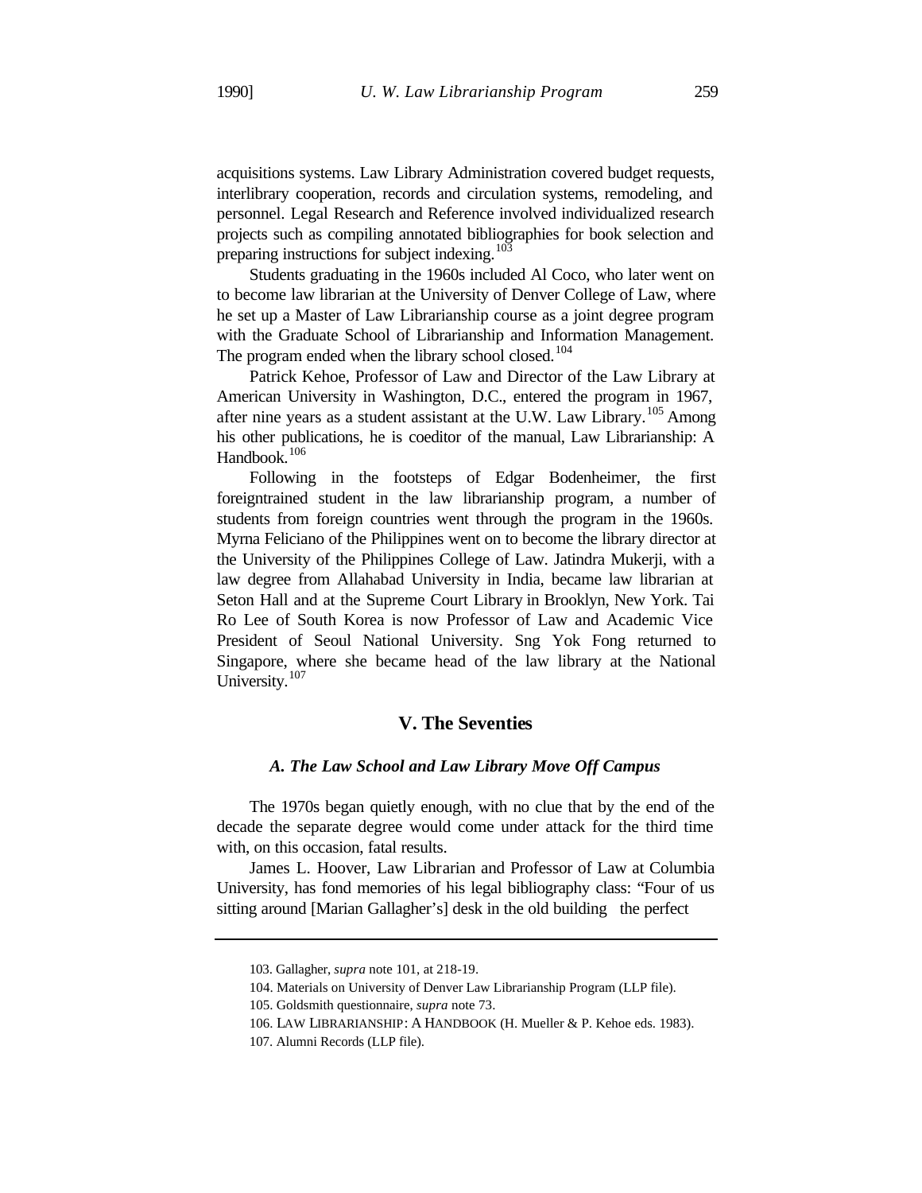acquisitions systems. Law Library Administration covered budget requests, interlibrary cooperation, records and circulation systems, remodeling, and personnel. Legal Research and Reference involved individualized research projects such as compiling annotated bibliographies for book selection and preparing instructions for subject indexing.[103]

Students graduating in the 1960s included Al Coco, who later went on to become law librarian at the University of Denver College of Law, where he set up a Master of Law Librarianship course as a joint degree program with the Graduate School of Librarianship and Information Management. The program ended when the library school closed.[104]

Patrick Kehoe, Professor of Law and Director of the Law Library at American University in Washington, D.C., entered the program in 1967, after nine years as a student assistant at the U.W. Law Library.[105] Among his other publications, he is coeditor of the manual, Law Librarianship: A Handbook.[106]

Following in the footsteps of Edgar Bodenheimer, the first foreigntrained student in the law librarianship program, a number of students from foreign countries went through the program in the 1960s. Myrna Feliciano of the Philippines went on to become the library director at the University of the Philippines College of Law. Jatindra Mukerji, with a law degree from Allahabad University in India, became law librarian at Seton Hall and at the Supreme Court Library in Brooklyn, New York. Tai Ro Lee of South Korea is now Professor of Law and Academic Vice President of Seoul National University. Sng Yok Fong returned to Singapore, where she became head of the law library at the National University.[107]

## V. The Seventies

### *A. The Law School and Law Library Move Off Campus*

The 1970s began quietly enough, with no clue that by the end of the decade the separate degree would come under attack for the third time with, on this occasion, fatal results.

James L. Hoover, Law Librarian and Professor of Law at Columbia University, has fond memories of his legal bibliography class: "Four of us sitting around [Marian Gallagher's] desk in the old building the perfect

---

103. Gallagher, *supra* note 101, at 218-19.

104. Materials on University of Denver Law Librarianship Program (LLP file).

105. Goldsmith questionnaire, *supra* note 73.

106. LAW LIBRARIANSHIP: A HANDBOOK (H. Mueller & P. Kehoe eds. 1983).

107. Alumni Records (LLP file).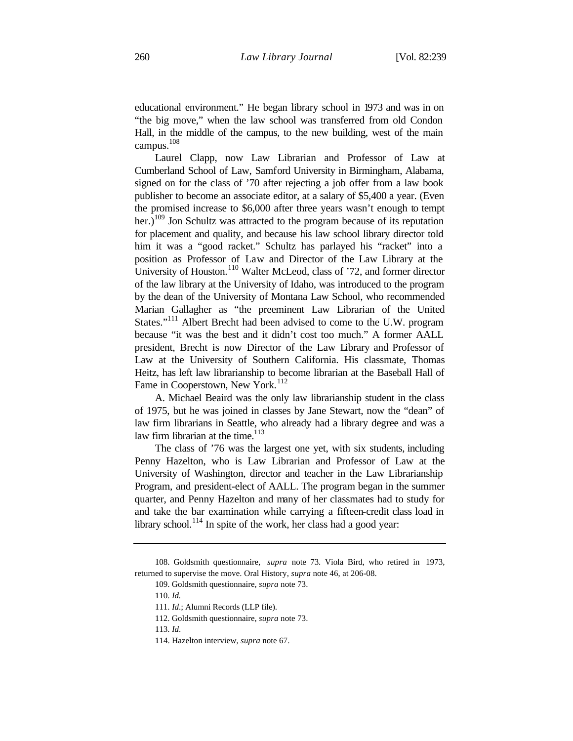educational environment." He began library school in 1973 and was in on "the big move," when the law school was transferred from old Condon Hall, in the middle of the campus, to the new building, west of the main campus.[108]

Laurel Clapp, now Law Librarian and Professor of Law at Cumberland School of Law, Samford University in Birmingham, Alabama, signed on for the class of '70 after rejecting a job offer from a law book publisher to become an associate editor, at a salary of $5,400 a year. (Even the promised increase to $6,000 after three years wasn't enough to tempt her.)[109] Jon Schultz was attracted to the program because of its reputation for placement and quality, and because his law school library director told him it was a "good racket." Schultz has parlayed his "racket" into a position as Professor of Law and Director of the Law Library at the University of Houston.[110] Walter McLeod, class of '72, and former director of the law library at the University of Idaho, was introduced to the program by the dean of the University of Montana Law School, who recommended Marian Gallagher as "the preeminent Law Librarian of the United States."[111] Albert Brecht had been advised to come to the U.W. program because "it was the best and it didn't cost too much." A former AALL president, Brecht is now Director of the Law Library and Professor of Law at the University of Southern California. His classmate, Thomas Heitz, has left law librarianship to become librarian at the Baseball Hall of Fame in Cooperstown, New York.[112]

A. Michael Beaird was the only law librarianship student in the class of 1975, but he was joined in classes by Jane Stewart, now the "dean" of law firm librarians in Seattle, who already had a library degree and was a law firm librarian at the time.[113]

The class of '76 was the largest one yet, with six students, including Penny Hazelton, who is Law Librarian and Professor of Law at the University of Washington, director and teacher in the Law Librarianship Program, and president-elect of AALL. The program began in the summer quarter, and Penny Hazelton and many of her classmates had to study for and take the bar examination while carrying a fifteen-credit class load in library school.[114] In spite of the work, her class had a good year:

---

108. Goldsmith questionnaire, *supra* note 73. Viola Bird, who retired in 1973, returned to supervise the move. Oral History, *supra* note 46, at 206-08.

109. Goldsmith questionnaire, *supra* note 73.

110. *Id.*

111. *Id.*; Alumni Records (LLP file).

112. Goldsmith questionnaire, *supra* note 73.

113. *Id*.

114. Hazelton interview, *supra* note 67.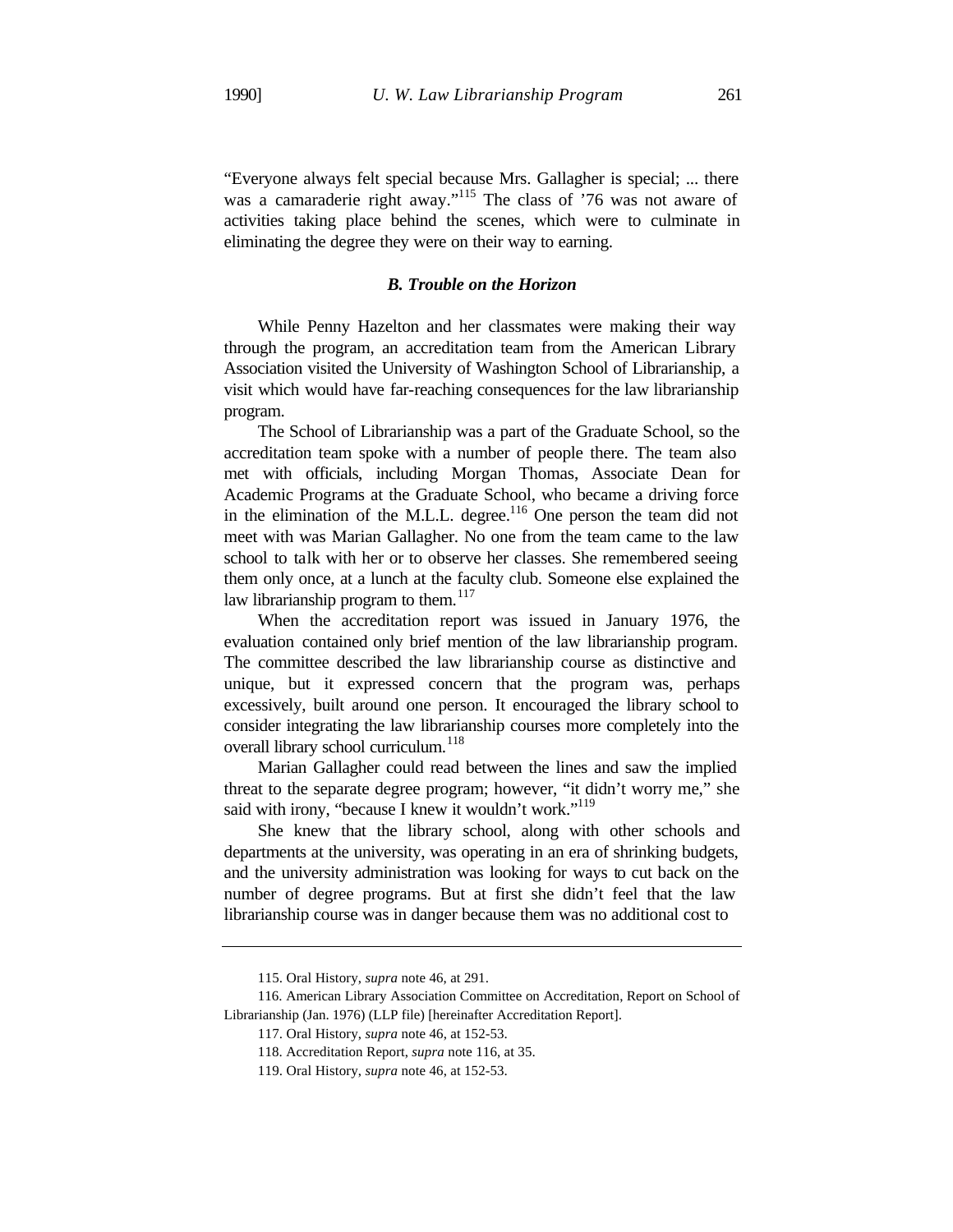"Everyone always felt special because Mrs. Gallagher is special; ... there was a camaraderie right away."[115] The class of '76 was not aware of activities taking place behind the scenes, which were to culminate in eliminating the degree they were on their way to earning.

### *B. Trouble on the Horizon*

While Penny Hazelton and her classmates were making their way through the program, an accreditation team from the American Library Association visited the University of Washington School of Librarianship, a visit which would have far-reaching consequences for the law librarianship program.

The School of Librarianship was a part of the Graduate School, so the accreditation team spoke with a number of people there. The team also met with officials, including Morgan Thomas, Associate Dean for Academic Programs at the Graduate School, who became a driving force in the elimination of the M.L.L. degree.[116] One person the team did not meet with was Marian Gallagher. No one from the team came to the law school to talk with her or to observe her classes. She remembered seeing them only once, at a lunch at the faculty club. Someone else explained the law librarianship program to them.[117]

When the accreditation report was issued in January 1976, the evaluation contained only brief mention of the law librarianship program. The committee described the law librarianship course as distinctive and unique, but it expressed concern that the program was, perhaps excessively, built around one person. It encouraged the library school to consider integrating the law librarianship courses more completely into the overall library school curriculum.[118]

Marian Gallagher could read between the lines and saw the implied threat to the separate degree program; however, "it didn't worry me," she said with irony, "because I knew it wouldn't work."[119]

She knew that the library school, along with other schools and departments at the university, was operating in an era of shrinking budgets, and the university administration was looking for ways to cut back on the number of degree programs. But at first she didn't feel that the law librarianship course was in danger because them was no additional cost to

---

115. Oral History, *supra* note 46, at 291.

116. American Library Association Committee on Accreditation, Report on School of Librarianship (Jan. 1976) (LLP file) [hereinafter Accreditation Report].

117. Oral History, *supra* note 46, at 152-53.

118. Accreditation Report, *supra* note 116, at 35.

119. Oral History, *supra* note 46, at 152-53.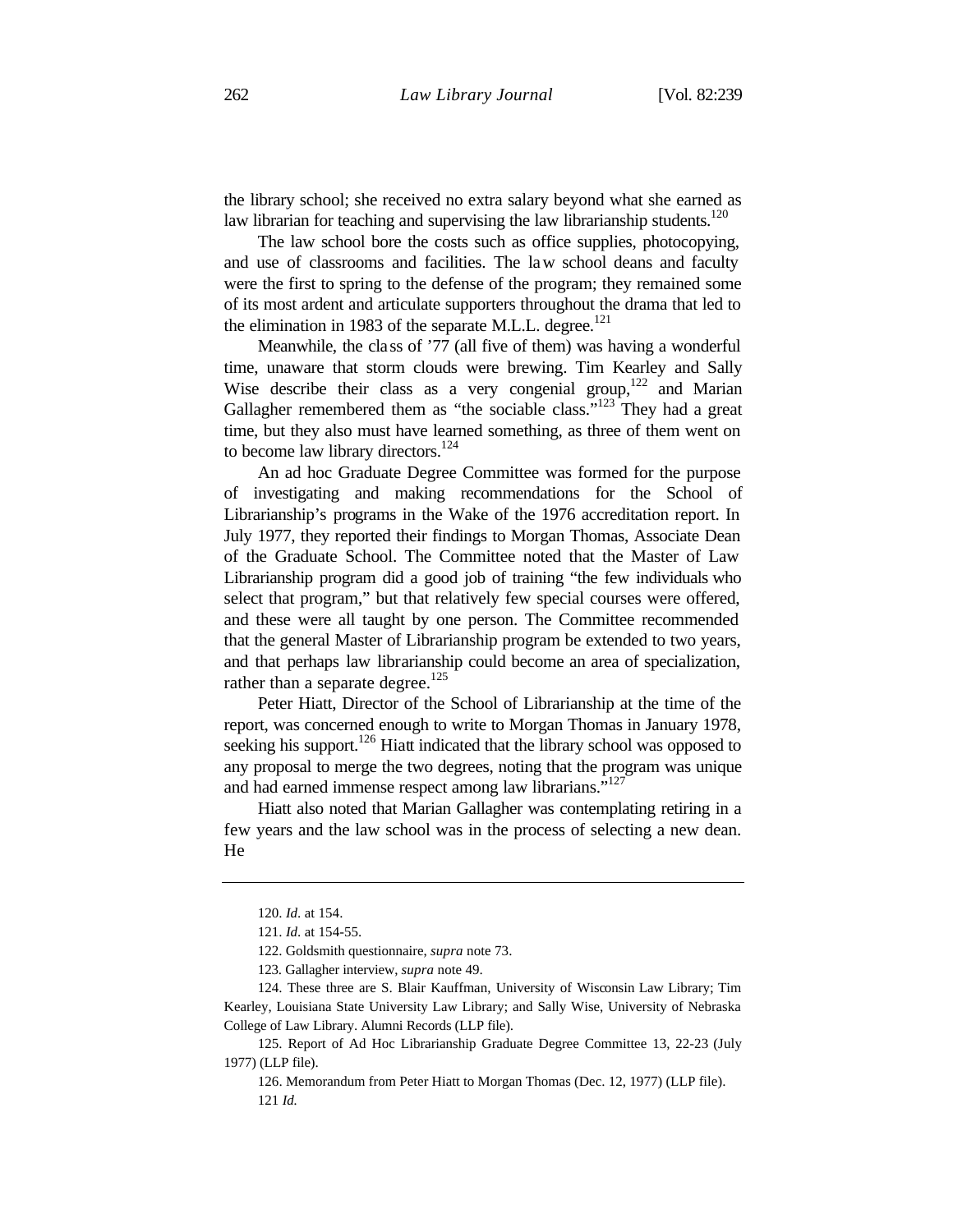the library school; she received no extra salary beyond what she earned as law librarian for teaching and supervising the law librarianship students.[120]

The law school bore the costs such as office supplies, photocopying, and use of classrooms and facilities. The law school deans and faculty were the first to spring to the defense of the program; they remained some of its most ardent and articulate supporters throughout the drama that led to the elimination in 1983 of the separate M.L.L. degree.[121]

Meanwhile, the class of '77 (all five of them) was having a wonderful time, unaware that storm clouds were brewing. Tim Kearley and Sally Wise describe their class as a very congenial group,[122] and Marian Gallagher remembered them as "the sociable class."[123] They had a great time, but they also must have learned something, as three of them went on to become law library directors.[124]

An ad hoc Graduate Degree Committee was formed for the purpose of investigating and making recommendations for the School of Librarianship's programs in the Wake of the 1976 accreditation report. In July 1977, they reported their findings to Morgan Thomas, Associate Dean of the Graduate School. The Committee noted that the Master of Law Librarianship program did a good job of training "the few individuals who select that program," but that relatively few special courses were offered, and these were all taught by one person. The Committee recommended that the general Master of Librarianship program be extended to two years, and that perhaps law librarianship could become an area of specialization, rather than a separate degree.[125]

Peter Hiatt, Director of the School of Librarianship at the time of the report, was concerned enough to write to Morgan Thomas in January 1978, seeking his support.[126] Hiatt indicated that the library school was opposed to any proposal to merge the two degrees, noting that the program was unique and had earned immense respect among law librarians."[127]

Hiatt also noted that Marian Gallagher was contemplating retiring in a few years and the law school was in the process of selecting a new dean. He

---

120. *Id.* at 154.

121. *Id.* at 154-55.

122. Goldsmith questionnaire, *supra* note 73.

123. Gallagher interview, *supra* note 49.

124. These three are S. Blair Kauffman, University of Wisconsin Law Library; Tim Kearley, Louisiana State University Law Library; and Sally Wise, University of Nebraska College of Law Library. Alumni Records (LLP file).

125. Report of Ad Hoc Librarianship Graduate Degree Committee 13, 22-23 (July 1977) (LLP file).

126. Memorandum from Peter Hiatt to Morgan Thomas (Dec. 12, 1977) (LLP file).

121 *Id.*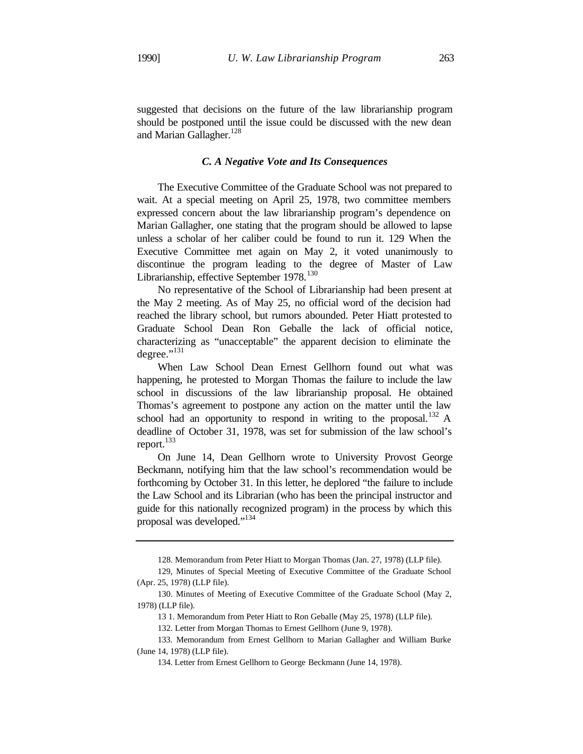suggested that decisions on the future of the law librarianship program should be postponed until the issue could be discussed with the new dean and Marian Gallagher.[128]

### *C. A Negative Vote and Its Consequences*

The Executive Committee of the Graduate School was not prepared to wait. At a special meeting on April 25, 1978, two committee members expressed concern about the law librarianship program's dependence on Marian Gallagher, one stating that the program should be allowed to lapse unless a scholar of her caliber could be found to run it. 129 When the Executive Committee met again on May 2, it voted unanimously to discontinue the program leading to the degree of Master of Law Librarianship, effective September 1978.[130]

No representative of the School of Librarianship had been present at the May 2 meeting. As of May 25, no official word of the decision had reached the library school, but rumors abounded. Peter Hiatt protested to Graduate School Dean Ron Geballe the lack of official notice, characterizing as "unacceptable" the apparent decision to eliminate the degree."[131]

When Law School Dean Ernest Gellhorn found out what was happening, he protested to Morgan Thomas the failure to include the law school in discussions of the law librarianship proposal. He obtained Thomas's agreement to postpone any action on the matter until the law school had an opportunity to respond in writing to the proposal.[132] A deadline of October 31, 1978, was set for submission of the law school's report.[133]

On June 14, Dean Gellhorn wrote to University Provost George Beckmann, notifying him that the law school's recommendation would be forthcoming by October 31. In this letter, he deplored "the failure to include the Law School and its Librarian (who has been the principal instructor and guide for this nationally recognized program) in the process by which this proposal was developed."[134]

---

128. Memorandum from Peter Hiatt to Morgan Thomas (Jan. 27, 1978) (LLP file).

129, Minutes of Special Meeting of Executive Committee of the Graduate School (Apr. 25, 1978) (LLP file).

130. Minutes of Meeting of Executive Committee of the Graduate School (May 2, 1978) (LLP file).

13 1. Memorandum from Peter Hiatt to Ron Geballe (May 25, 1978) (LLP file).

132. Letter from Morgan Thomas to Ernest Gellhorn (June 9, 1978).

133. Memorandum from Ernest Gellhorn to Marian Gallagher and William Burke (June 14, 1978) (LLP file).

134. Letter from Ernest Gellhorn to George Beckmann (June 14, 1978).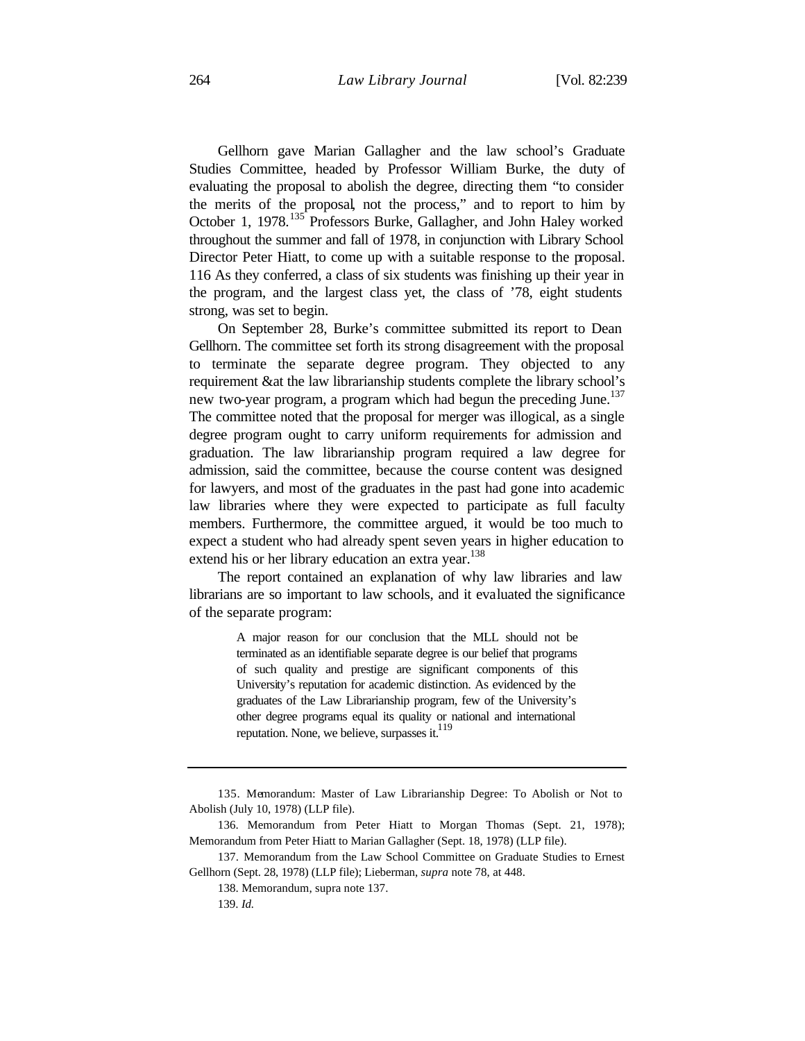Gellhorn gave Marian Gallagher and the law school's Graduate Studies Committee, headed by Professor William Burke, the duty of evaluating the proposal to abolish the degree, directing them "to consider the merits of the proposal, not the process," and to report to him by October 1, 1978.[135] Professors Burke, Gallagher, and John Haley worked throughout the summer and fall of 1978, in conjunction with Library School Director Peter Hiatt, to come up with a suitable response to the proposal. 116 As they conferred, a class of six students was finishing up their year in the program, and the largest class yet, the class of '78, eight students strong, was set to begin.

On September 28, Burke's committee submitted its report to Dean Gellhorn. The committee set forth its strong disagreement with the proposal to terminate the separate degree program. They objected to any requirement &at the law librarianship students complete the library school's new two-year program, a program which had begun the preceding June.[137] The committee noted that the proposal for merger was illogical, as a single degree program ought to carry uniform requirements for admission and graduation. The law librarianship program required a law degree for admission, said the committee, because the course content was designed for lawyers, and most of the graduates in the past had gone into academic law libraries where they were expected to participate as full faculty members. Furthermore, the committee argued, it would be too much to expect a student who had already spent seven years in higher education to extend his or her library education an extra year.[138]

The report contained an explanation of why law libraries and law librarians are so important to law schools, and it evaluated the significance of the separate program:

> A major reason for our conclusion that the MLL should not be terminated as an identifiable separate degree is our belief that programs of such quality and prestige are significant components of this University's reputation for academic distinction. As evidenced by the graduates of the Law Librarianship program, few of the University's other degree programs equal its quality or national and international reputation. None, we believe, surpasses it.[119]

---

135. Memorandum: Master of Law Librarianship Degree: To Abolish or Not to Abolish (July 10, 1978) (LLP file).

136. Memorandum from Peter Hiatt to Morgan Thomas (Sept. 21, 1978); Memorandum from Peter Hiatt to Marian Gallagher (Sept. 18, 1978) (LLP file).

137. Memorandum from the Law School Committee on Graduate Studies to Ernest Gellhorn (Sept. 28, 1978) (LLP file); Lieberman, *supra* note 78, at 448.

138. Memorandum, supra note 137.

139. *Id.*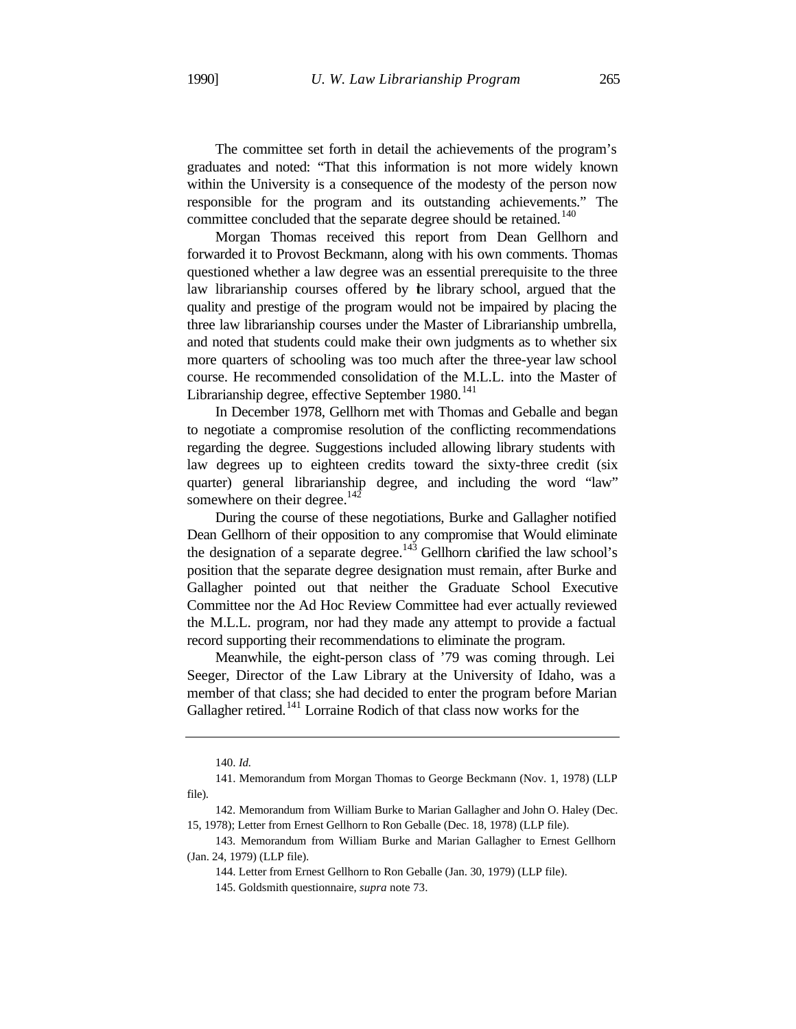The committee set forth in detail the achievements of the program's graduates and noted: "That this information is not more widely known within the University is a consequence of the modesty of the person now responsible for the program and its outstanding achievements." The committee concluded that the separate degree should be retained.[140]

Morgan Thomas received this report from Dean Gellhorn and forwarded it to Provost Beckmann, along with his own comments. Thomas questioned whether a law degree was an essential prerequisite to the three law librarianship courses offered by the library school, argued that the quality and prestige of the program would not be impaired by placing the three law librarianship courses under the Master of Librarianship umbrella, and noted that students could make their own judgments as to whether six more quarters of schooling was too much after the three-year law school course. He recommended consolidation of the M.L.L. into the Master of Librarianship degree, effective September 1980.[141]

In December 1978, Gellhorn met with Thomas and Geballe and began to negotiate a compromise resolution of the conflicting recommendations regarding the degree. Suggestions included allowing library students with law degrees up to eighteen credits toward the sixty-three credit (six quarter) general librarianship degree, and including the word "law" somewhere on their degree.[142]

During the course of these negotiations, Burke and Gallagher notified Dean Gellhorn of their opposition to any compromise that Would eliminate the designation of a separate degree.[143] Gellhorn clarified the law school's position that the separate degree designation must remain, after Burke and Gallagher pointed out that neither the Graduate School Executive Committee nor the Ad Hoc Review Committee had ever actually reviewed the M.L.L. program, nor had they made any attempt to provide a factual record supporting their recommendations to eliminate the program.

Meanwhile, the eight-person class of '79 was coming through. Lei Seeger, Director of the Law Library at the University of Idaho, was a member of that class; she had decided to enter the program before Marian Gallagher retired.[141] Lorraine Rodich of that class now works for the

---

140. *Id.*

141. Memorandum from Morgan Thomas to George Beckmann (Nov. 1, 1978) (LLP file).

142. Memorandum from William Burke to Marian Gallagher and John O. Haley (Dec. 15, 1978); Letter from Ernest Gellhorn to Ron Geballe (Dec. 18, 1978) (LLP file).

143. Memorandum from William Burke and Marian Gallagher to Ernest Gellhorn (Jan. 24, 1979) (LLP file).

144. Letter from Ernest Gellhorn to Ron Geballe (Jan. 30, 1979) (LLP file).

145. Goldsmith questionnaire, *supra* note 73.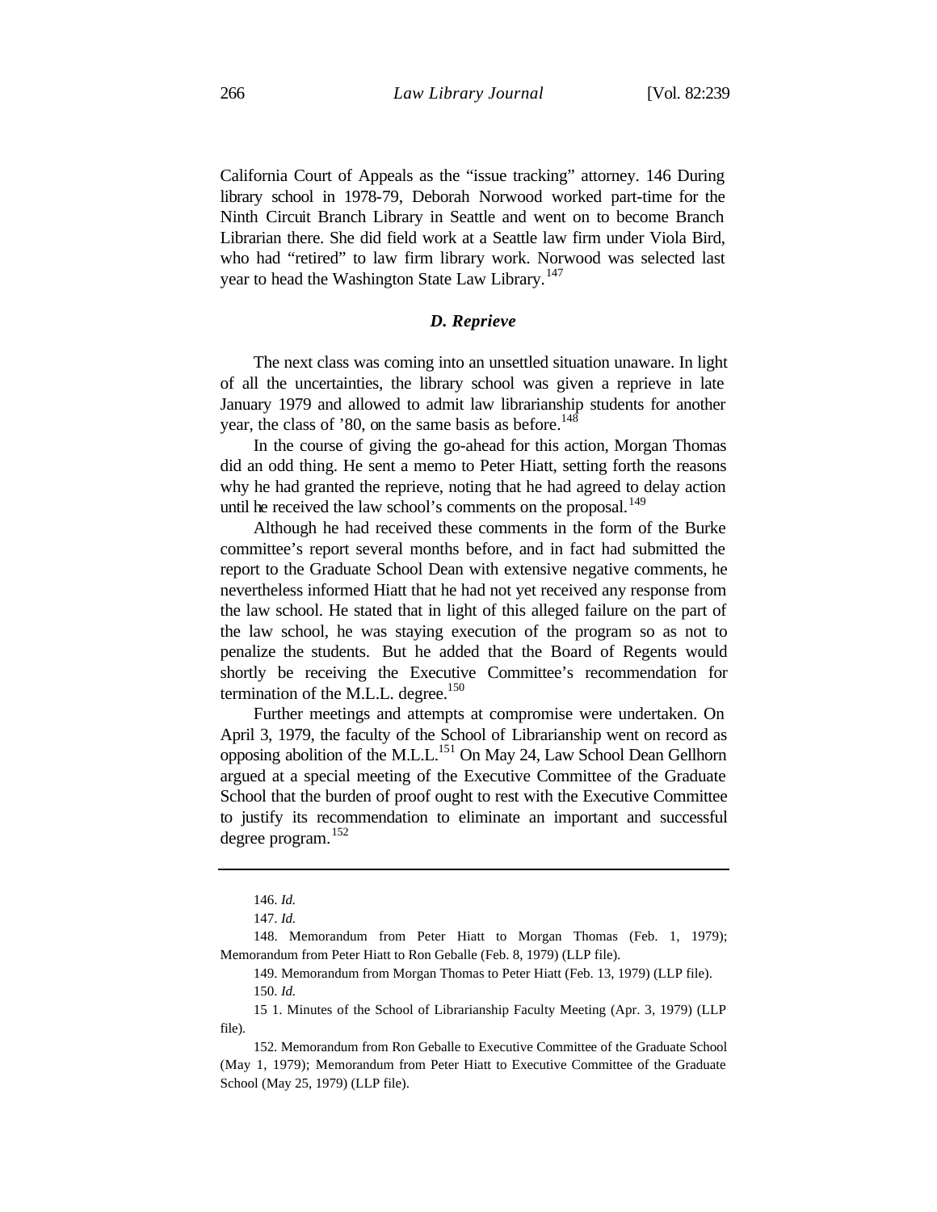California Court of Appeals as the "issue tracking" attorney. 146 During library school in 1978-79, Deborah Norwood worked part-time for the Ninth Circuit Branch Library in Seattle and went on to become Branch Librarian there. She did field work at a Seattle law firm under Viola Bird, who had "retired" to law firm library work. Norwood was selected last year to head the Washington State Law Library.[147]

### *D. Reprieve*

The next class was coming into an unsettled situation unaware. In light of all the uncertainties, the library school was given a reprieve in late January 1979 and allowed to admit law librarianship students for another year, the class of '80, on the same basis as before.[148]

In the course of giving the go-ahead for this action, Morgan Thomas did an odd thing. He sent a memo to Peter Hiatt, setting forth the reasons why he had granted the reprieve, noting that he had agreed to delay action until he received the law school's comments on the proposal.[149]

Although he had received these comments in the form of the Burke committee's report several months before, and in fact had submitted the report to the Graduate School Dean with extensive negative comments, he nevertheless informed Hiatt that he had not yet received any response from the law school. He stated that in light of this alleged failure on the part of the law school, he was staying execution of the program so as not to penalize the students. But he added that the Board of Regents would shortly be receiving the Executive Committee's recommendation for termination of the M.L.L. degree.[150]

Further meetings and attempts at compromise were undertaken. On April 3, 1979, the faculty of the School of Librarianship went on record as opposing abolition of the M.L.L.[151] On May 24, Law School Dean Gellhorn argued at a special meeting of the Executive Committee of the Graduate School that the burden of proof ought to rest with the Executive Committee to justify its recommendation to eliminate an important and successful degree program.[152]

---

146. *Id.*

147. *Id.*

148. Memorandum from Peter Hiatt to Morgan Thomas (Feb. 1, 1979); Memorandum from Peter Hiatt to Ron Geballe (Feb. 8, 1979) (LLP file).

149. Memorandum from Morgan Thomas to Peter Hiatt (Feb. 13, 1979) (LLP file).

150. *Id.*

151. Minutes of the School of Librarianship Faculty Meeting (Apr. 3, 1979) (LLP file).

152. Memorandum from Ron Geballe to Executive Committee of the Graduate School (May 1, 1979); Memorandum from Peter Hiatt to Executive Committee of the Graduate School (May 25, 1979) (LLP file).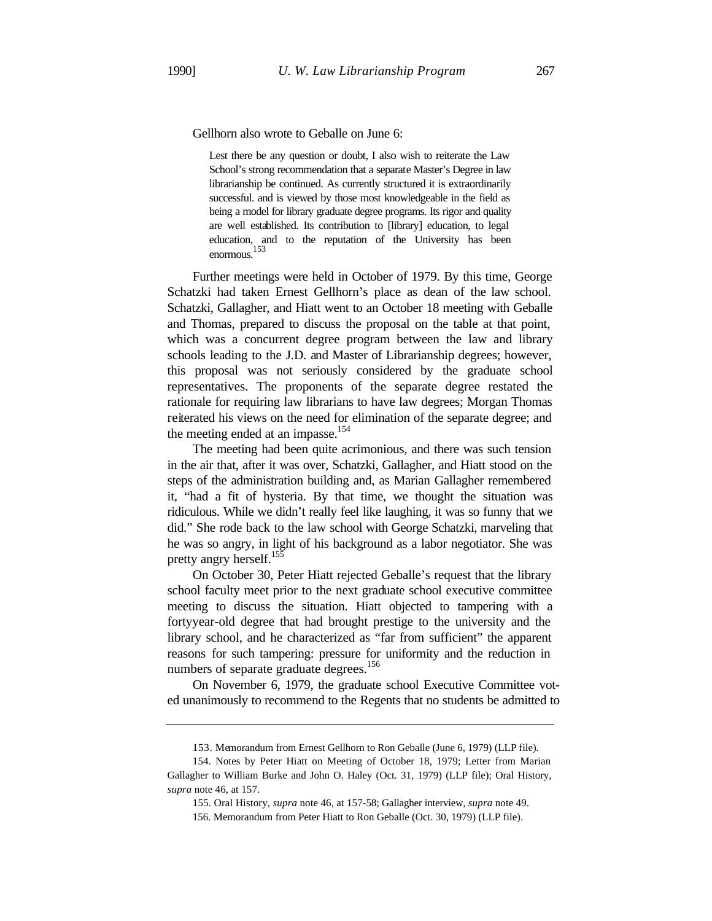Gellhorn also wrote to Geballe on June 6:

> Lest there be any question or doubt, I also wish to reiterate the Law School's strong recommendation that a separate Master's Degree in law librarianship be continued. As currently structured it is extraordinarily successful. and is viewed by those most knowledgeable in the field as being a model for library graduate degree programs. Its rigor and quality are well established. Its contribution to [library] education, to legal education, and to the reputation of the University has been enormous.[153]

Further meetings were held in October of 1979. By this time, George Schatzki had taken Ernest Gellhorn's place as dean of the law school. Schatzki, Gallagher, and Hiatt went to an October 18 meeting with Geballe and Thomas, prepared to discuss the proposal on the table at that point, which was a concurrent degree program between the law and library schools leading to the J.D. and Master of Librarianship degrees; however, this proposal was not seriously considered by the graduate school representatives. The proponents of the separate degree restated the rationale for requiring law librarians to have law degrees; Morgan Thomas reiterated his views on the need for elimination of the separate degree; and the meeting ended at an impasse.[154]

The meeting had been quite acrimonious, and there was such tension in the air that, after it was over, Schatzki, Gallagher, and Hiatt stood on the steps of the administration building and, as Marian Gallagher remembered it, "had a fit of hysteria. By that time, we thought the situation was ridiculous. While we didn't really feel like laughing, it was so funny that we did." She rode back to the law school with George Schatzki, marveling that he was so angry, in light of his background as a labor negotiator. She was pretty angry herself.[155]

On October 30, Peter Hiatt rejected Geballe's request that the library school faculty meet prior to the next graduate school executive committee meeting to discuss the situation. Hiatt objected to tampering with a fortyyear-old degree that had brought prestige to the university and the library school, and he characterized as "far from sufficient" the apparent reasons for such tampering: pressure for uniformity and the reduction in numbers of separate graduate degrees.[156]

On November 6, 1979, the graduate school Executive Committee voted unanimously to recommend to the Regents that no students be admitted to

---

153. Memorandum from Ernest Gellhorn to Ron Geballe (June 6, 1979) (LLP file).

154. Notes by Peter Hiatt on Meeting of October 18, 1979; Letter from Marian Gallagher to William Burke and John O. Haley (Oct. 31, 1979) (LLP file); Oral History, *supra* note 46, at 157.

155. Oral History, *supra* note 46, at 157-58; Gallagher interview, *supra* note 49.

156. Memorandum from Peter Hiatt to Ron Geballe (Oct. 30, 1979) (LLP file).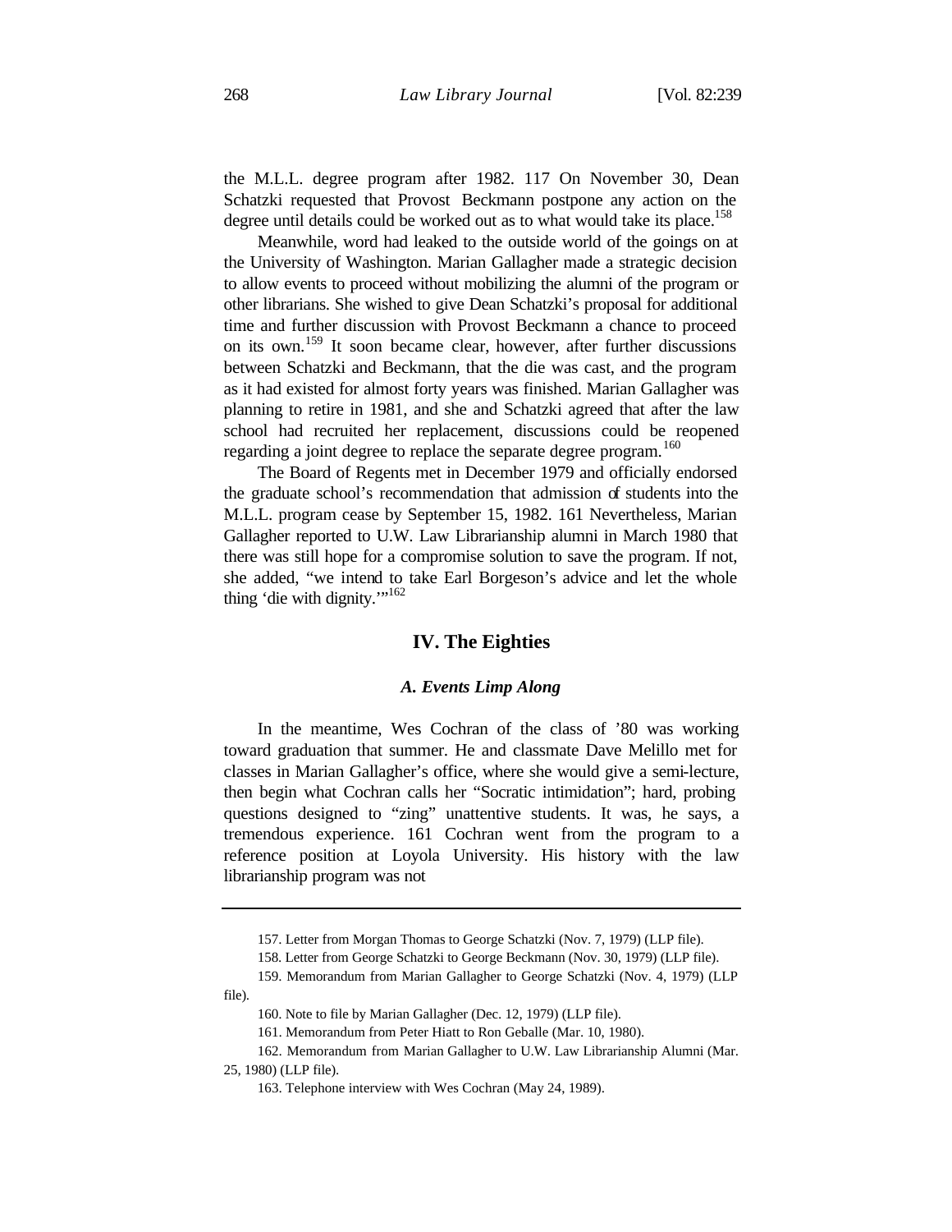the M.L.L. degree program after 1982. 117 On November 30, Dean Schatzki requested that Provost Beckmann postpone any action on the degree until details could be worked out as to what would take its place.[158]

Meanwhile, word had leaked to the outside world of the goings on at the University of Washington. Marian Gallagher made a strategic decision to allow events to proceed without mobilizing the alumni of the program or other librarians. She wished to give Dean Schatzki's proposal for additional time and further discussion with Provost Beckmann a chance to proceed on its own.[159] It soon became clear, however, after further discussions between Schatzki and Beckmann, that the die was cast, and the program as it had existed for almost forty years was finished. Marian Gallagher was planning to retire in 1981, and she and Schatzki agreed that after the law school had recruited her replacement, discussions could be reopened regarding a joint degree to replace the separate degree program.[160]

The Board of Regents met in December 1979 and officially endorsed the graduate school's recommendation that admission of students into the M.L.L. program cease by September 15, 1982. 161 Nevertheless, Marian Gallagher reported to U.W. Law Librarianship alumni in March 1980 that there was still hope for a compromise solution to save the program. If not, she added, "we intend to take Earl Borgeson's advice and let the whole thing 'die with dignity.'"[162]

## IV. The Eighties

### *A. Events Limp Along*

In the meantime, Wes Cochran of the class of '80 was working toward graduation that summer. He and classmate Dave Melillo met for classes in Marian Gallagher's office, where she would give a semi-lecture, then begin what Cochran calls her "Socratic intimidation"; hard, probing questions designed to "zing" unattentive students. It was, he says, a tremendous experience. 161 Cochran went from the program to a reference position at Loyola University. His history with the law librarianship program was not

---

157. Letter from Morgan Thomas to George Schatzki (Nov. 7, 1979) (LLP file).

158. Letter from George Schatzki to George Beckmann (Nov. 30, 1979) (LLP file).

159. Memorandum from Marian Gallagher to George Schatzki (Nov. 4, 1979) (LLP file).

160. Note to file by Marian Gallagher (Dec. 12, 1979) (LLP file).

161. Memorandum from Peter Hiatt to Ron Geballe (Mar. 10, 1980).

162. Memorandum from Marian Gallagher to U.W. Law Librarianship Alumni (Mar. 25, 1980) (LLP file).

163. Telephone interview with Wes Cochran (May 24, 1989).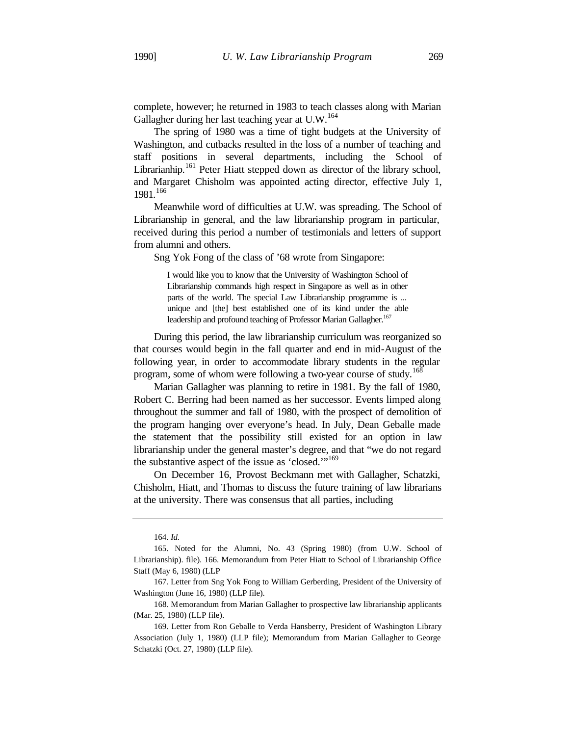complete, however; he returned in 1983 to teach classes along with Marian Gallagher during her last teaching year at U.W.[164]

The spring of 1980 was a time of tight budgets at the University of Washington, and cutbacks resulted in the loss of a number of teaching and staff positions in several departments, including the School of Librarianhip.[161] Peter Hiatt stepped down as director of the library school, and Margaret Chisholm was appointed acting director, effective July 1, 1981.[166]

Meanwhile word of difficulties at U.W. was spreading. The School of Librarianship in general, and the law librarianship program in particular, received during this period a number of testimonials and letters of support from alumni and others.

Sng Yok Fong of the class of '68 wrote from Singapore:

> I would like you to know that the University of Washington School of Librarianship commands high respect in Singapore as well as in other parts of the world. The special Law Librarianship programme is ... unique and [the] best established one of its kind under the able leadership and profound teaching of Professor Marian Gallagher.[167]

During this period, the law librarianship curriculum was reorganized so that courses would begin in the fall quarter and end in mid-August of the following year, in order to accommodate library students in the regular program, some of whom were following a two-year course of study.[168]

Marian Gallagher was planning to retire in 1981. By the fall of 1980, Robert C. Berring had been named as her successor. Events limped along throughout the summer and fall of 1980, with the prospect of demolition of the program hanging over everyone's head. In July, Dean Geballe made the statement that the possibility still existed for an option in law librarianship under the general master's degree, and that "we do not regard the substantive aspect of the issue as 'closed.'"[169]

On December 16, Provost Beckmann met with Gallagher, Schatzki, Chisholm, Hiatt, and Thomas to discuss the future training of law librarians at the university. There was consensus that all parties, including

---

164. *Id.*

165. Noted for the Alumni, No. 43 (Spring 1980) (from U.W. School of Librarianship). file). 166. Memorandum from Peter Hiatt to School of Librarianship Office Staff (May 6, 1980) (LLP

167. Letter from Sng Yok Fong to William Gerberding, President of the University of Washington (June 16, 1980) (LLP file).

168. Memorandum from Marian Gallagher to prospective law librarianship applicants (Mar. 25, 1980) (LLP file).

169. Letter from Ron Geballe to Verda Hansberry, President of Washington Library Association (July 1, 1980) (LLP file); Memorandum from Marian Gallagher to George Schatzki (Oct. 27, 1980) (LLP file).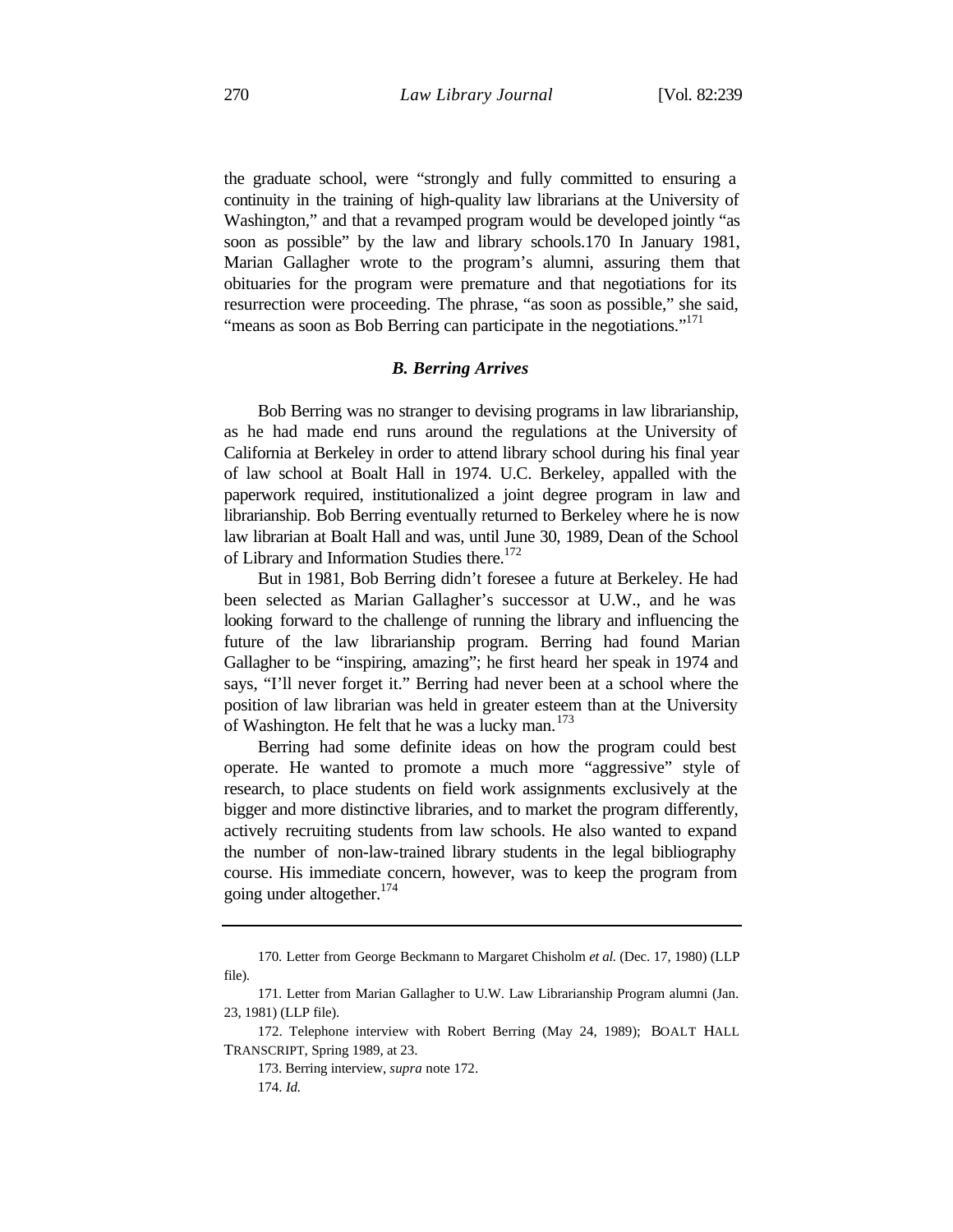the graduate school, were "strongly and fully committed to ensuring a continuity in the training of high-quality law librarians at the University of Washington," and that a revamped program would be developed jointly "as soon as possible" by the law and library schools.170 In January 1981, Marian Gallagher wrote to the program's alumni, assuring them that obituaries for the program were premature and that negotiations for its resurrection were proceeding. The phrase, "as soon as possible," she said, "means as soon as Bob Berring can participate in the negotiations."[171]

### *B. Berring Arrives*

Bob Berring was no stranger to devising programs in law librarianship, as he had made end runs around the regulations at the University of California at Berkeley in order to attend library school during his final year of law school at Boalt Hall in 1974. U.C. Berkeley, appalled with the paperwork required, institutionalized a joint degree program in law and librarianship. Bob Berring eventually returned to Berkeley where he is now law librarian at Boalt Hall and was, until June 30, 1989, Dean of the School of Library and Information Studies there.[172]

But in 1981, Bob Berring didn't foresee a future at Berkeley. He had been selected as Marian Gallagher's successor at U.W., and he was looking forward to the challenge of running the library and influencing the future of the law librarianship program. Berring had found Marian Gallagher to be "inspiring, amazing"; he first heard her speak in 1974 and says, "I'll never forget it." Berring had never been at a school where the position of law librarian was held in greater esteem than at the University of Washington. He felt that he was a lucky man.[173]

Berring had some definite ideas on how the program could best operate. He wanted to promote a much more "aggressive" style of research, to place students on field work assignments exclusively at the bigger and more distinctive libraries, and to market the program differently, actively recruiting students from law schools. He also wanted to expand the number of non-law-trained library students in the legal bibliography course. His immediate concern, however, was to keep the program from going under altogether.[174]

---

170. Letter from George Beckmann to Margaret Chisholm *et al.* (Dec. 17, 1980) (LLP file).

171. Letter from Marian Gallagher to U.W. Law Librarianship Program alumni (Jan. 23, 1981) (LLP file).

172. Telephone interview with Robert Berring (May 24, 1989); BOALT HALL TRANSCRIPT, Spring 1989, at 23.

173. Berring interview, *supra* note 172.

174. *Id.*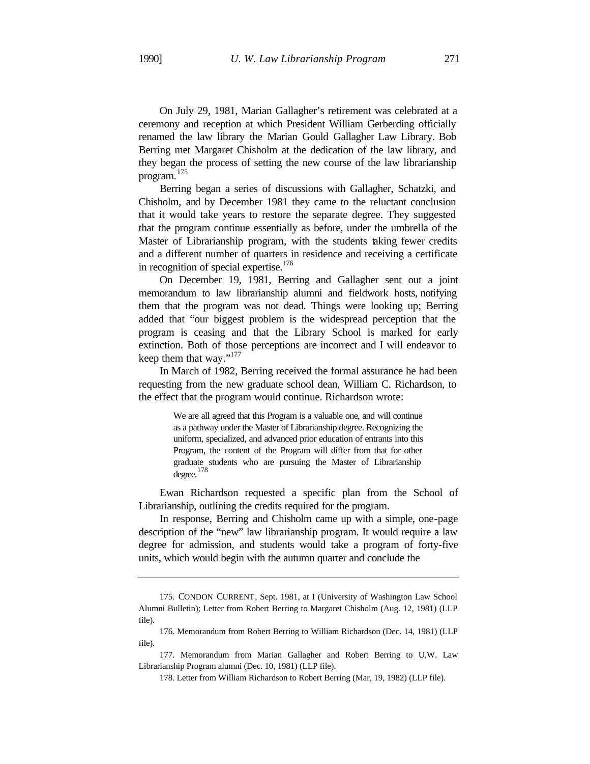On July 29, 1981, Marian Gallagher's retirement was celebrated at a ceremony and reception at which President William Gerberding officially renamed the law library the Marian Gould Gallagher Law Library. Bob Berring met Margaret Chisholm at the dedication of the law library, and they began the process of setting the new course of the law librarianship program.[175]

Berring began a series of discussions with Gallagher, Schatzki, and Chisholm, and by December 1981 they came to the reluctant conclusion that it would take years to restore the separate degree. They suggested that the program continue essentially as before, under the umbrella of the Master of Librarianship program, with the students taking fewer credits and a different number of quarters in residence and receiving a certificate in recognition of special expertise.[176]

On December 19, 1981, Berring and Gallagher sent out a joint memorandum to law librarianship alumni and fieldwork hosts, notifying them that the program was not dead. Things were looking up; Berring added that "our biggest problem is the widespread perception that the program is ceasing and that the Library School is marked for early extinction. Both of those perceptions are incorrect and I will endeavor to keep them that way."[177]

In March of 1982, Berring received the formal assurance he had been requesting from the new graduate school dean, William C. Richardson, to the effect that the program would continue. Richardson wrote:

> We are all agreed that this Program is a valuable one, and will continue as a pathway under the Master of Librarianship degree. Recognizing the uniform, specialized, and advanced prior education of entrants into this Program, the content of the Program will differ from that for other graduate students who are pursuing the Master of Librarianship degree.[178]

Ewan Richardson requested a specific plan from the School of Librarianship, outlining the credits required for the program.

In response, Berring and Chisholm came up with a simple, one-page description of the "new" law librarianship program. It would require a law degree for admission, and students would take a program of forty-five units, which would begin with the autumn quarter and conclude the

---

175. CONDON CURRENT, Sept. 1981, at I (University of Washington Law School Alumni Bulletin); Letter from Robert Berring to Margaret Chisholm (Aug. 12, 1981) (LLP file).

176. Memorandum from Robert Berring to William Richardson (Dec. 14, 1981) (LLP file).

177. Memorandum from Marian Gallagher and Robert Berring to U,W. Law Librarianship Program alumni (Dec. 10, 1981) (LLP file).

178. Letter from William Richardson to Robert Berring (Mar, 19, 1982) (LLP file).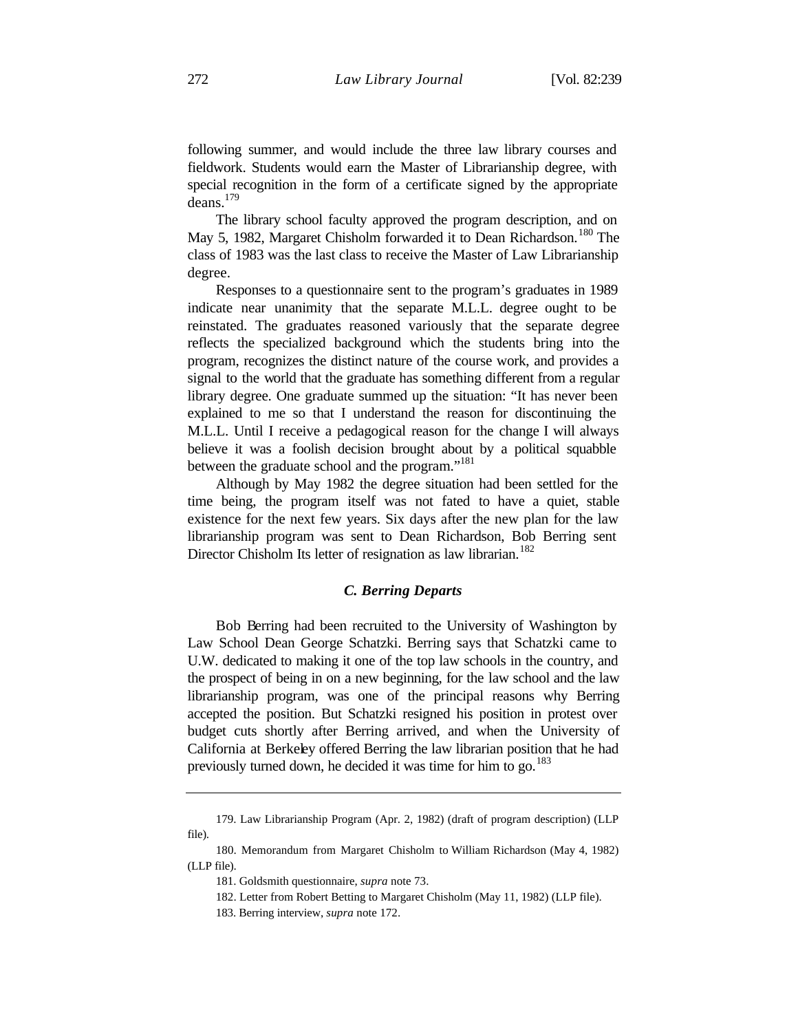following summer, and would include the three law library courses and fieldwork. Students would earn the Master of Librarianship degree, with special recognition in the form of a certificate signed by the appropriate deans.[179]

The library school faculty approved the program description, and on May 5, 1982, Margaret Chisholm forwarded it to Dean Richardson.[180] The class of 1983 was the last class to receive the Master of Law Librarianship degree.

Responses to a questionnaire sent to the program's graduates in 1989 indicate near unanimity that the separate M.L.L. degree ought to be reinstated. The graduates reasoned variously that the separate degree reflects the specialized background which the students bring into the program, recognizes the distinct nature of the course work, and provides a signal to the world that the graduate has something different from a regular library degree. One graduate summed up the situation: "It has never been explained to me so that I understand the reason for discontinuing the M.L.L. Until I receive a pedagogical reason for the change I will always believe it was a foolish decision brought about by a political squabble between the graduate school and the program."[181]

Although by May 1982 the degree situation had been settled for the time being, the program itself was not fated to have a quiet, stable existence for the next few years. Six days after the new plan for the law librarianship program was sent to Dean Richardson, Bob Berring sent Director Chisholm Its letter of resignation as law librarian.[182]

### *C. Berring Departs*

Bob Berring had been recruited to the University of Washington by Law School Dean George Schatzki. Berring says that Schatzki came to U.W. dedicated to making it one of the top law schools in the country, and the prospect of being in on a new beginning, for the law school and the law librarianship program, was one of the principal reasons why Berring accepted the position. But Schatzki resigned his position in protest over budget cuts shortly after Berring arrived, and when the University of California at Berkeley offered Berring the law librarian position that he had previously turned down, he decided it was time for him to go.[183]

---

179. Law Librarianship Program (Apr. 2, 1982) (draft of program description) (LLP file).

180. Memorandum from Margaret Chisholm to William Richardson (May 4, 1982) (LLP file).

181. Goldsmith questionnaire, *supra* note 73.

182. Letter from Robert Betting to Margaret Chisholm (May 11, 1982) (LLP file).

183. Berring interview, *supra* note 172.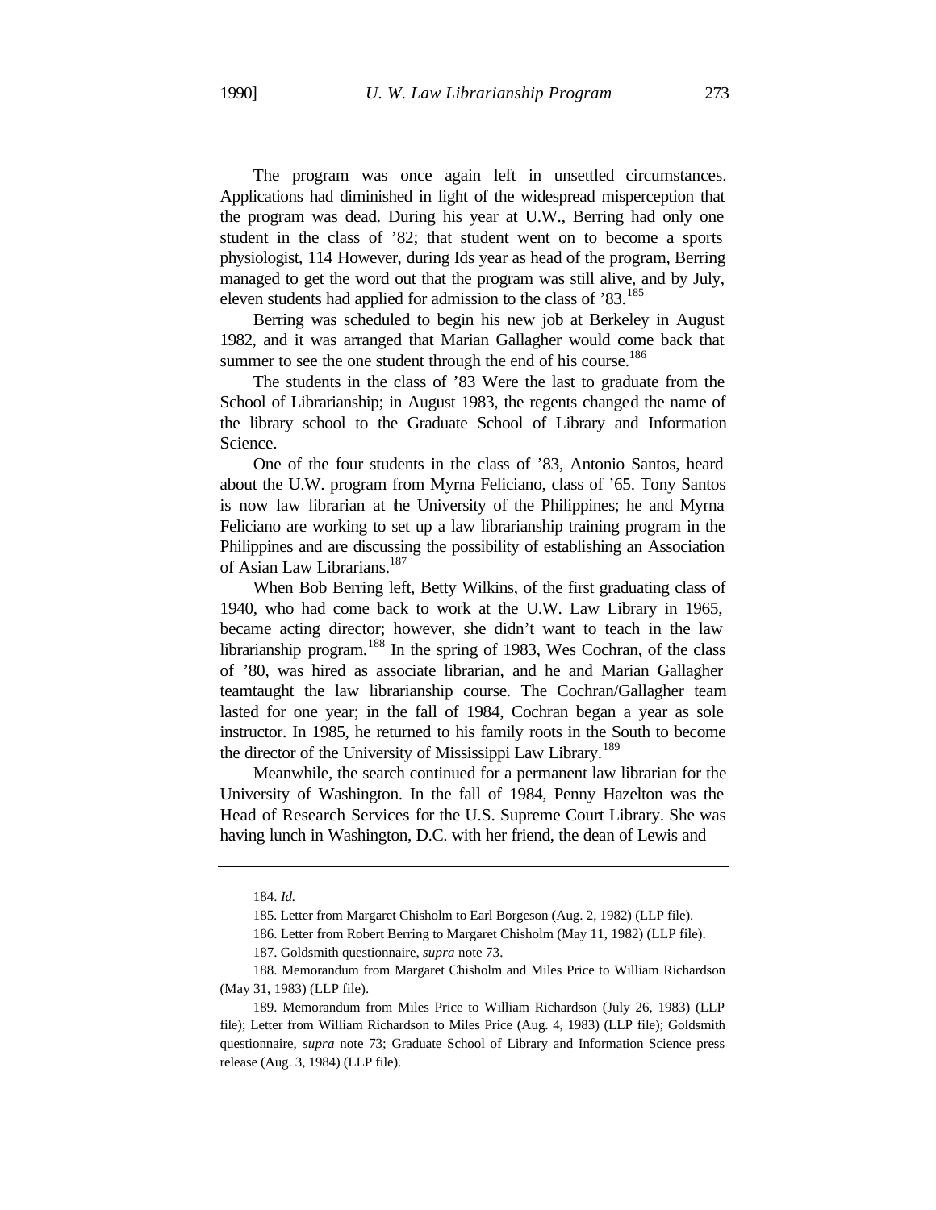The program was once again left in unsettled circumstances. Applications had diminished in light of the widespread misperception that the program was dead. During his year at U.W., Berring had only one student in the class of '82; that student went on to become a sports physiologist, 114 However, during Ids year as head of the program, Berring managed to get the word out that the program was still alive, and by July, eleven students had applied for admission to the class of '83.[185]

Berring was scheduled to begin his new job at Berkeley in August 1982, and it was arranged that Marian Gallagher would come back that summer to see the one student through the end of his course.[186]

The students in the class of '83 Were the last to graduate from the School of Librarianship; in August 1983, the regents changed the name of the library school to the Graduate School of Library and Information Science.

One of the four students in the class of '83, Antonio Santos, heard about the U.W. program from Myrna Feliciano, class of '65. Tony Santos is now law librarian at the University of the Philippines; he and Myrna Feliciano are working to set up a law librarianship training program in the Philippines and are discussing the possibility of establishing an Association of Asian Law Librarians.[187]

When Bob Berring left, Betty Wilkins, of the first graduating class of 1940, who had come back to work at the U.W. Law Library in 1965, became acting director; however, she didn't want to teach in the law librarianship program.[188] In the spring of 1983, Wes Cochran, of the class of '80, was hired as associate librarian, and he and Marian Gallagher teamtaught the law librarianship course. The Cochran/Gallagher team lasted for one year; in the fall of 1984, Cochran began a year as sole instructor. In 1985, he returned to his family roots in the South to become the director of the University of Mississippi Law Library.[189]

Meanwhile, the search continued for a permanent law librarian for the University of Washington. In the fall of 1984, Penny Hazelton was the Head of Research Services for the U.S. Supreme Court Library. She was having lunch in Washington, D.C. with her friend, the dean of Lewis and

---

184. *Id.*

185. Letter from Margaret Chisholm to Earl Borgeson (Aug. 2, 1982) (LLP file).

186. Letter from Robert Berring to Margaret Chisholm (May 11, 1982) (LLP file).

187. Goldsmith questionnaire, *supra* note 73.

188. Memorandum from Margaret Chisholm and Miles Price to William Richardson (May 31, 1983) (LLP file).

189. Memorandum from Miles Price to William Richardson (July 26, 1983) (LLP file); Letter from William Richardson to Miles Price (Aug. 4, 1983) (LLP file); Goldsmith questionnaire, *supra* note 73; Graduate School of Library and Information Science press release (Aug. 3, 1984) (LLP file).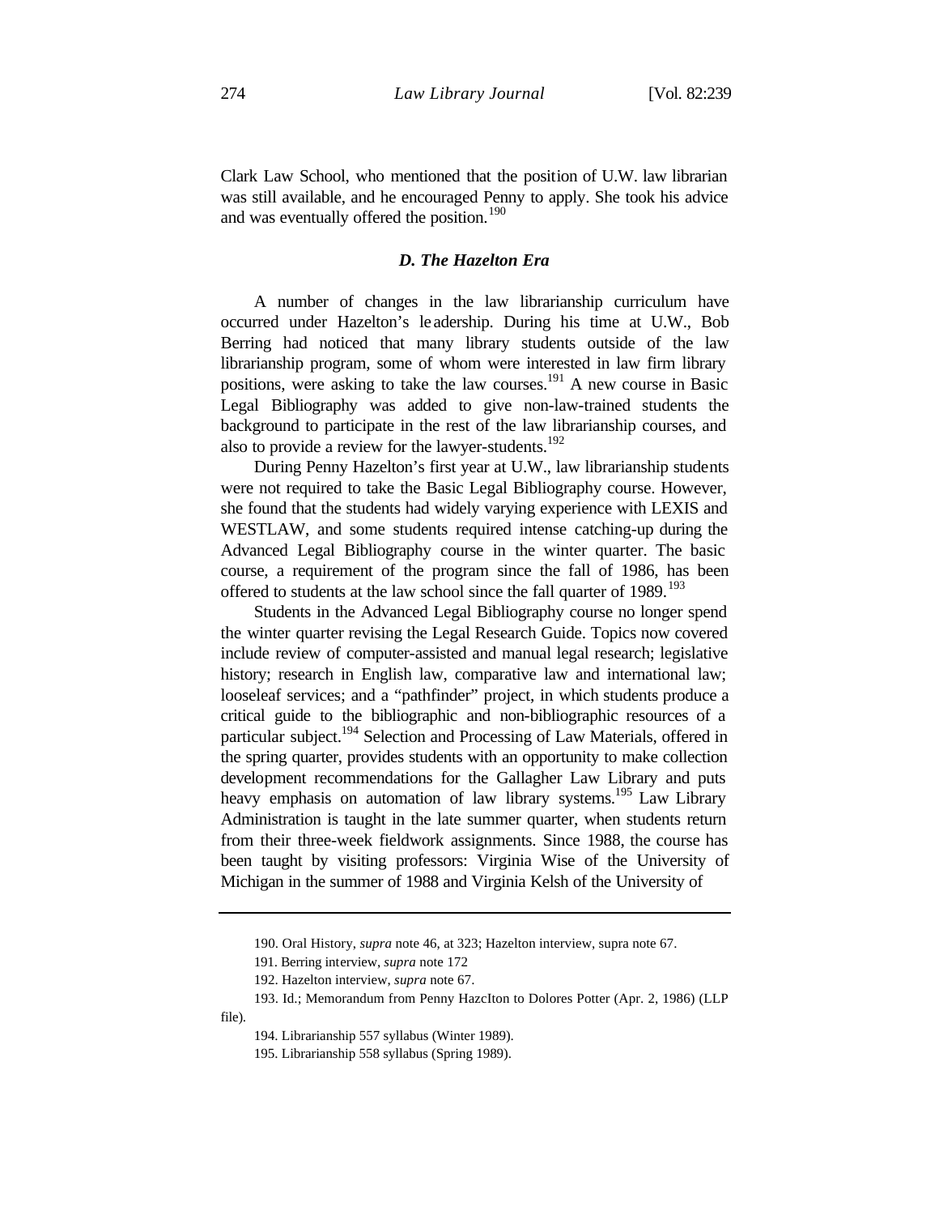Clark Law School, who mentioned that the position of U.W. law librarian was still available, and he encouraged Penny to apply. She took his advice and was eventually offered the position.[190]

### *D. The Hazelton Era*

A number of changes in the law librarianship curriculum have occurred under Hazelton's leadership. During his time at U.W., Bob Berring had noticed that many library students outside of the law librarianship program, some of whom were interested in law firm library positions, were asking to take the law courses.[191] A new course in Basic Legal Bibliography was added to give non-law-trained students the background to participate in the rest of the law librarianship courses, and also to provide a review for the lawyer-students.[192]

During Penny Hazelton's first year at U.W., law librarianship students were not required to take the Basic Legal Bibliography course. However, she found that the students had widely varying experience with LEXIS and WESTLAW, and some students required intense catching-up during the Advanced Legal Bibliography course in the winter quarter. The basic course, a requirement of the program since the fall of 1986, has been offered to students at the law school since the fall quarter of 1989.[193]

Students in the Advanced Legal Bibliography course no longer spend the winter quarter revising the Legal Research Guide. Topics now covered include review of computer-assisted and manual legal research; legislative history; research in English law, comparative law and international law; looseleaf services; and a "pathfinder" project, in which students produce a critical guide to the bibliographic and non-bibliographic resources of a particular subject.[194] Selection and Processing of Law Materials, offered in the spring quarter, provides students with an opportunity to make collection development recommendations for the Gallagher Law Library and puts heavy emphasis on automation of law library systems.[195] Law Library Administration is taught in the late summer quarter, when students return from their three-week fieldwork assignments. Since 1988, the course has been taught by visiting professors: Virginia Wise of the University of Michigan in the summer of 1988 and Virginia Kelsh of the University of

---

190. Oral History, *supra* note 46, at 323; Hazelton interview, supra note 67.

191. Berring interview, *supra* note 172

192. Hazelton interview, *supra* note 67.

193. Id.; Memorandum from Penny HazcIton to Dolores Potter (Apr. 2, 1986) (LLP file).

194. Librarianship 557 syllabus (Winter 1989).

195. Librarianship 558 syllabus (Spring 1989).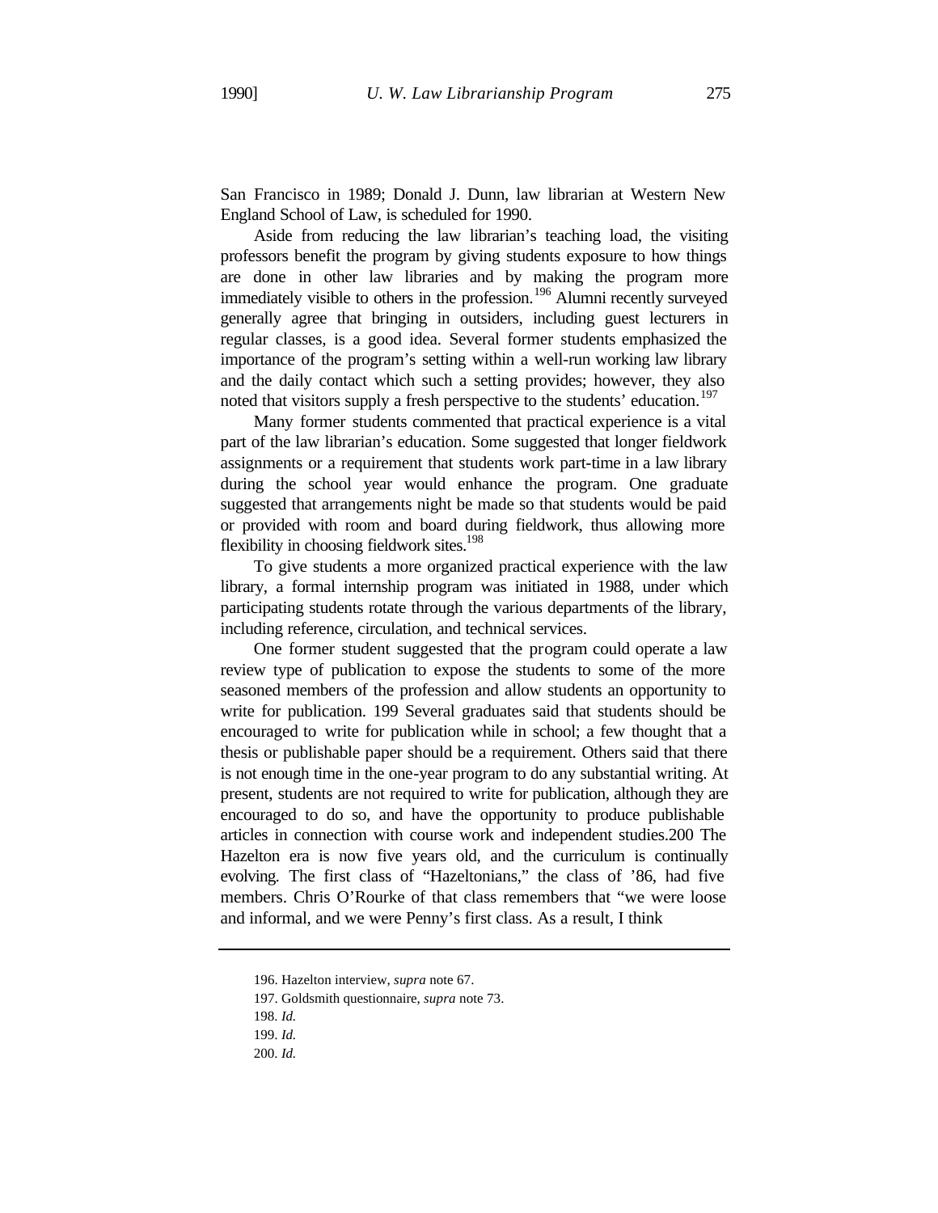San Francisco in 1989; Donald J. Dunn, law librarian at Western New England School of Law, is scheduled for 1990.

Aside from reducing the law librarian's teaching load, the visiting professors benefit the program by giving students exposure to how things are done in other law libraries and by making the program more immediately visible to others in the profession.[196] Alumni recently surveyed generally agree that bringing in outsiders, including guest lecturers in regular classes, is a good idea. Several former students emphasized the importance of the program's setting within a well-run working law library and the daily contact which such a setting provides; however, they also noted that visitors supply a fresh perspective to the students' education.[197]

Many former students commented that practical experience is a vital part of the law librarian's education. Some suggested that longer fieldwork assignments or a requirement that students work part-time in a law library during the school year would enhance the program. One graduate suggested that arrangements night be made so that students would be paid or provided with room and board during fieldwork, thus allowing more flexibility in choosing fieldwork sites.[198]

To give students a more organized practical experience with the law library, a formal internship program was initiated in 1988, under which participating students rotate through the various departments of the library, including reference, circulation, and technical services.

One former student suggested that the program could operate a law review type of publication to expose the students to some of the more seasoned members of the profession and allow students an opportunity to write for publication. 199 Several graduates said that students should be encouraged to write for publication while in school; a few thought that a thesis or publishable paper should be a requirement. Others said that there is not enough time in the one-year program to do any substantial writing. At present, students are not required to write for publication, although they are encouraged to do so, and have the opportunity to produce publishable articles in connection with course work and independent studies.200 The Hazelton era is now five years old, and the curriculum is continually evolving. The first class of "Hazeltonians," the class of '86, had five members. Chris O'Rourke of that class remembers that "we were loose and informal, and we were Penny's first class. As a result, I think

---

196. Hazelton interview, *supra* note 67.

197. Goldsmith questionnaire, *supra* note 73.

198. *Id.*

199. *Id.*

200. *Id.*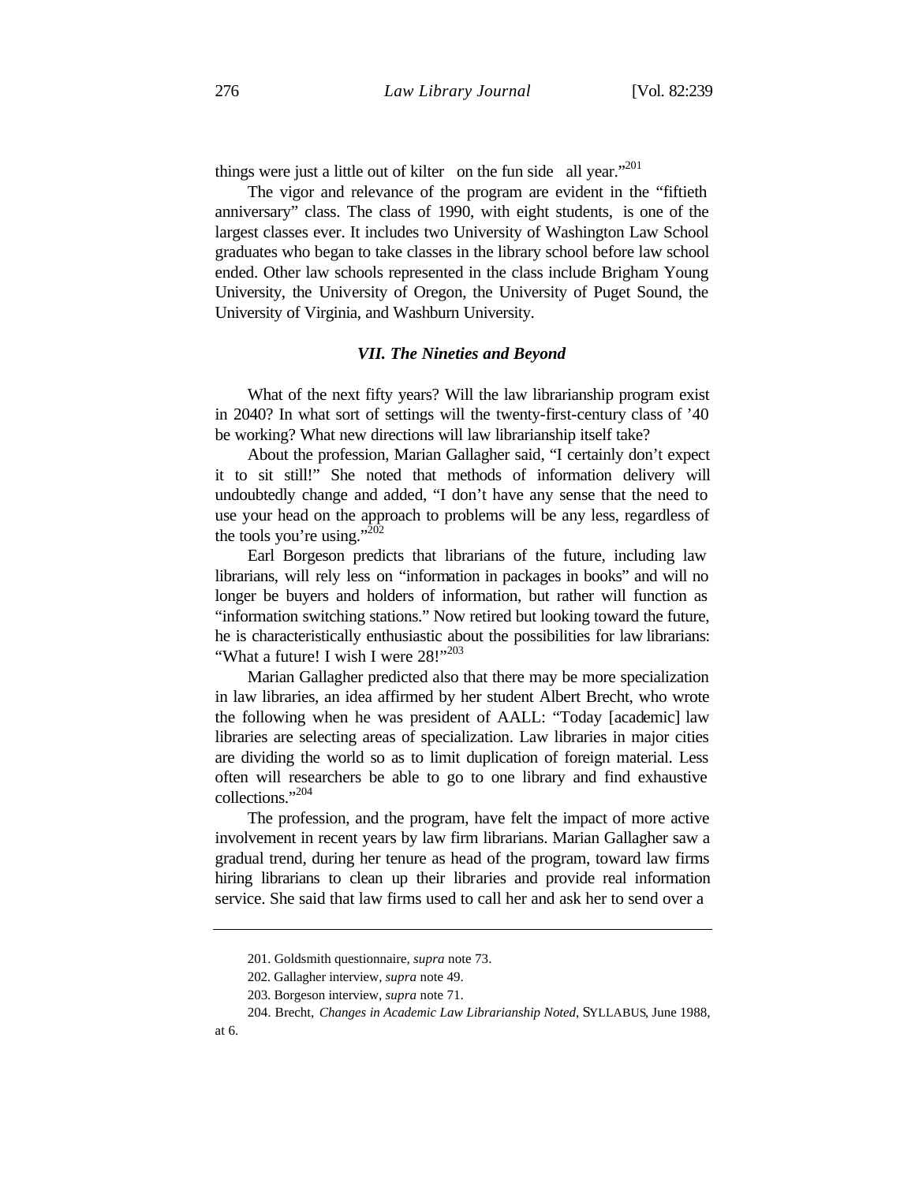things were just a little out of kilter on the fun side all year."[201]

The vigor and relevance of the program are evident in the "fiftieth anniversary" class. The class of 1990, with eight students, is one of the largest classes ever. It includes two University of Washington Law School graduates who began to take classes in the library school before law school ended. Other law schools represented in the class include Brigham Young University, the University of Oregon, the University of Puget Sound, the University of Virginia, and Washburn University.

### *VII. The Nineties and Beyond*

What of the next fifty years? Will the law librarianship program exist in 2040? In what sort of settings will the twenty-first-century class of '40 be working? What new directions will law librarianship itself take?

About the profession, Marian Gallagher said, "I certainly don't expect it to sit still!" She noted that methods of information delivery will undoubtedly change and added, "I don't have any sense that the need to use your head on the approach to problems will be any less, regardless of the tools you're using."[202]

Earl Borgeson predicts that librarians of the future, including law librarians, will rely less on "information in packages in books" and will no longer be buyers and holders of information, but rather will function as "information switching stations." Now retired but looking toward the future, he is characteristically enthusiastic about the possibilities for law librarians: "What a future! I wish I were 28!"[203]

Marian Gallagher predicted also that there may be more specialization in law libraries, an idea affirmed by her student Albert Brecht, who wrote the following when he was president of AALL: "Today [academic] law libraries are selecting areas of specialization. Law libraries in major cities are dividing the world so as to limit duplication of foreign material. Less often will researchers be able to go to one library and find exhaustive collections."[204]

The profession, and the program, have felt the impact of more active involvement in recent years by law firm librarians. Marian Gallagher saw a gradual trend, during her tenure as head of the program, toward law firms hiring librarians to clean up their libraries and provide real information service. She said that law firms used to call her and ask her to send over a

---

201. Goldsmith questionnaire, *supra* note 73.

202. Gallagher interview, *supra* note 49.

203. Borgeson interview, *supra* note 71.

204. Brecht, *Changes in Academic Law Librarianship Noted*, SYLLABUS, June 1988, at 6.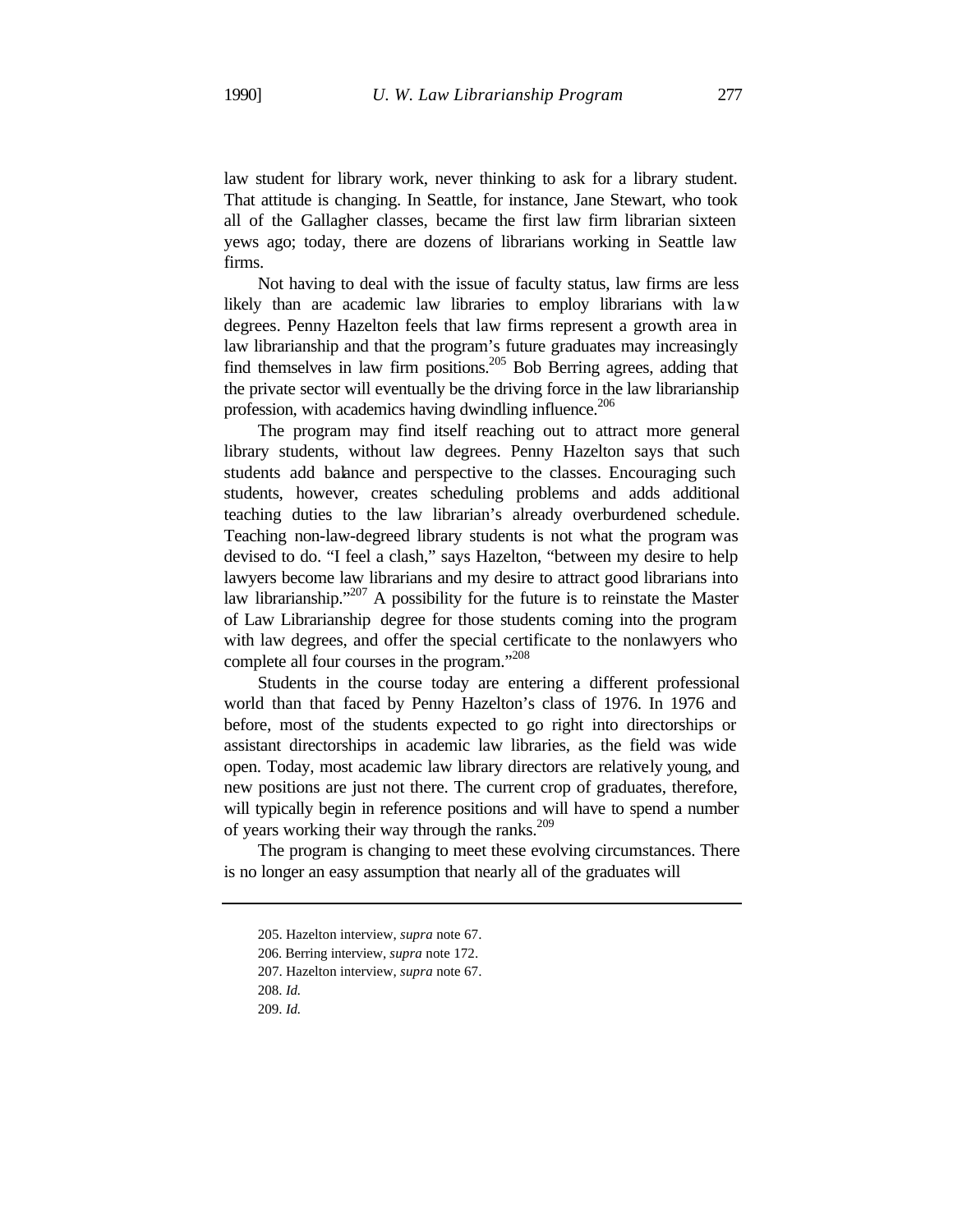law student for library work, never thinking to ask for a library student. That attitude is changing. In Seattle, for instance, Jane Stewart, who took all of the Gallagher classes, became the first law firm librarian sixteen yews ago; today, there are dozens of librarians working in Seattle law firms.

Not having to deal with the issue of faculty status, law firms are less likely than are academic law libraries to employ librarians with law degrees. Penny Hazelton feels that law firms represent a growth area in law librarianship and that the program's future graduates may increasingly find themselves in law firm positions.[205] Bob Berring agrees, adding that the private sector will eventually be the driving force in the law librarianship profession, with academics having dwindling influence.[206]

The program may find itself reaching out to attract more general library students, without law degrees. Penny Hazelton says that such students add balance and perspective to the classes. Encouraging such students, however, creates scheduling problems and adds additional teaching duties to the law librarian's already overburdened schedule. Teaching non-law-degreed library students is not what the program was devised to do. "I feel a clash," says Hazelton, "between my desire to help lawyers become law librarians and my desire to attract good librarians into law librarianship."[207] A possibility for the future is to reinstate the Master of Law Librarianship degree for those students coming into the program with law degrees, and offer the special certificate to the nonlawyers who complete all four courses in the program."[208]

Students in the course today are entering a different professional world than that faced by Penny Hazelton's class of 1976. In 1976 and before, most of the students expected to go right into directorships or assistant directorships in academic law libraries, as the field was wide open. Today, most academic law library directors are relatively young, and new positions are just not there. The current crop of graduates, therefore, will typically begin in reference positions and will have to spend a number of years working their way through the ranks.[209]

The program is changing to meet these evolving circumstances. There is no longer an easy assumption that nearly all of the graduates will

---

205. Hazelton interview, *supra* note 67.

206. Berring interview, *supra* note 172.

207. Hazelton interview, *supra* note 67.

208. *Id.*

209. *Id.*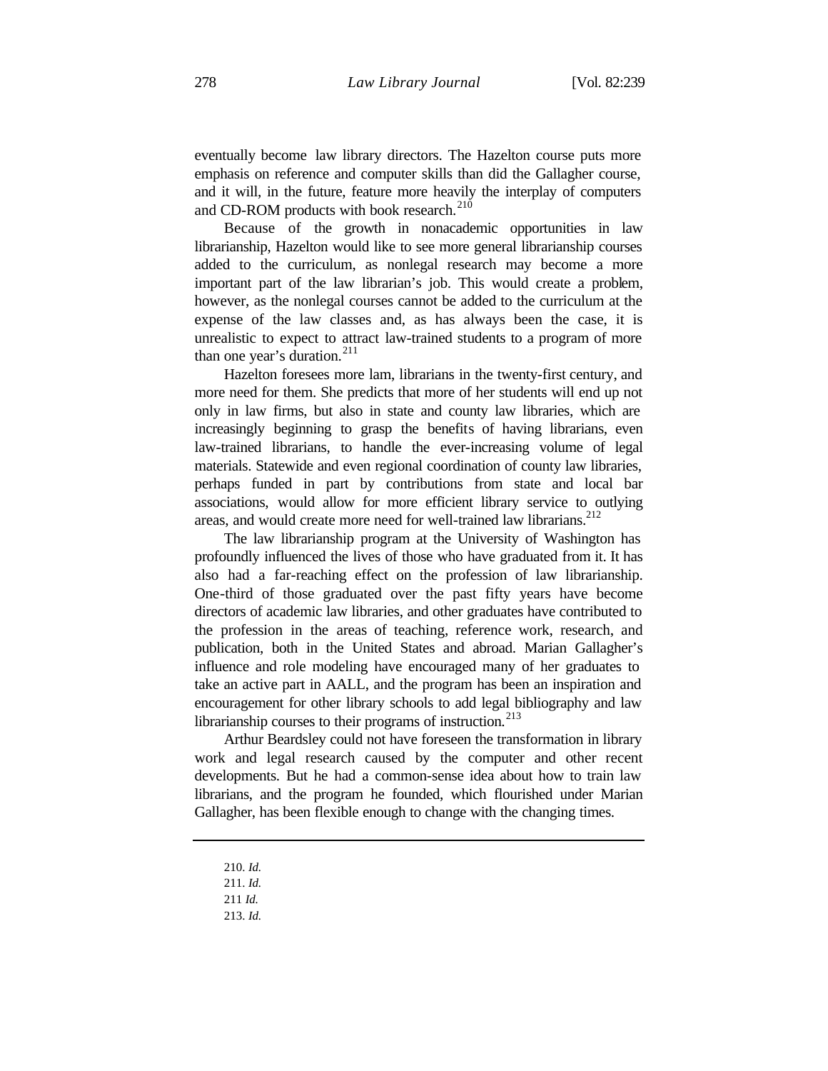eventually become law library directors. The Hazelton course puts more emphasis on reference and computer skills than did the Gallagher course, and it will, in the future, feature more heavily the interplay of computers and CD-ROM products with book research.[210]

Because of the growth in nonacademic opportunities in law librarianship, Hazelton would like to see more general librarianship courses added to the curriculum, as nonlegal research may become a more important part of the law librarian's job. This would create a problem, however, as the nonlegal courses cannot be added to the curriculum at the expense of the law classes and, as has always been the case, it is unrealistic to expect to attract law-trained students to a program of more than one year's duration.[211]

Hazelton foresees more lam, librarians in the twenty-first century, and more need for them. She predicts that more of her students will end up not only in law firms, but also in state and county law libraries, which are increasingly beginning to grasp the benefits of having librarians, even law-trained librarians, to handle the ever-increasing volume of legal materials. Statewide and even regional coordination of county law libraries, perhaps funded in part by contributions from state and local bar associations, would allow for more efficient library service to outlying areas, and would create more need for well-trained law librarians.[212]

The law librarianship program at the University of Washington has profoundly influenced the lives of those who have graduated from it. It has also had a far-reaching effect on the profession of law librarianship. One-third of those graduated over the past fifty years have become directors of academic law libraries, and other graduates have contributed to the profession in the areas of teaching, reference work, research, and publication, both in the United States and abroad. Marian Gallagher's influence and role modeling have encouraged many of her graduates to take an active part in AALL, and the program has been an inspiration and encouragement for other library schools to add legal bibliography and law librarianship courses to their programs of instruction.[213]

Arthur Beardsley could not have foreseen the transformation in library work and legal research caused by the computer and other recent developments. But he had a common-sense idea about how to train law librarians, and the program he founded, which flourished under Marian Gallagher, has been flexible enough to change with the changing times.

---

210. *Id.*
211. *Id.*
211 *Id.*
213. *Id.*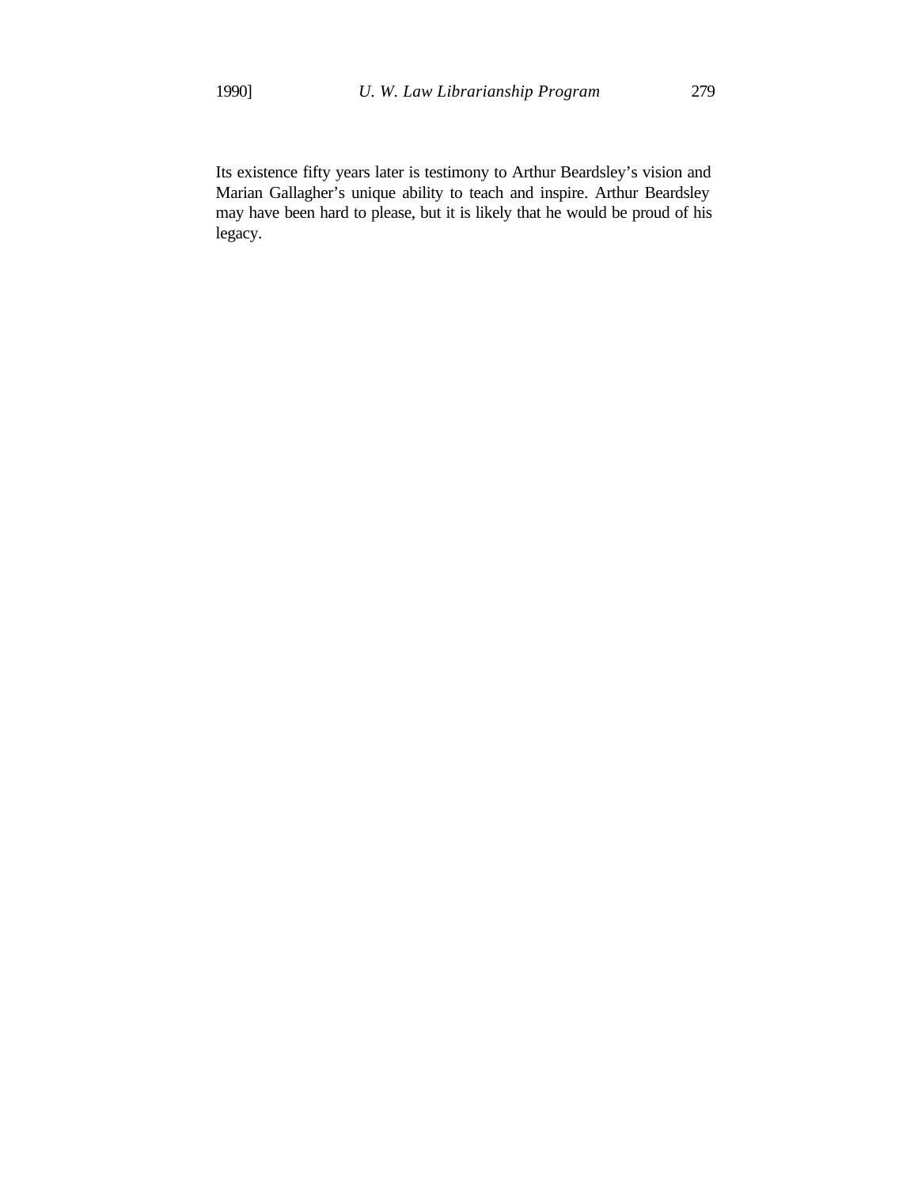Its existence fifty years later is testimony to Arthur Beardsley's vision and Marian Gallagher's unique ability to teach and inspire. Arthur Beardsley may have been hard to please, but it is likely that he would be proud of his legacy.